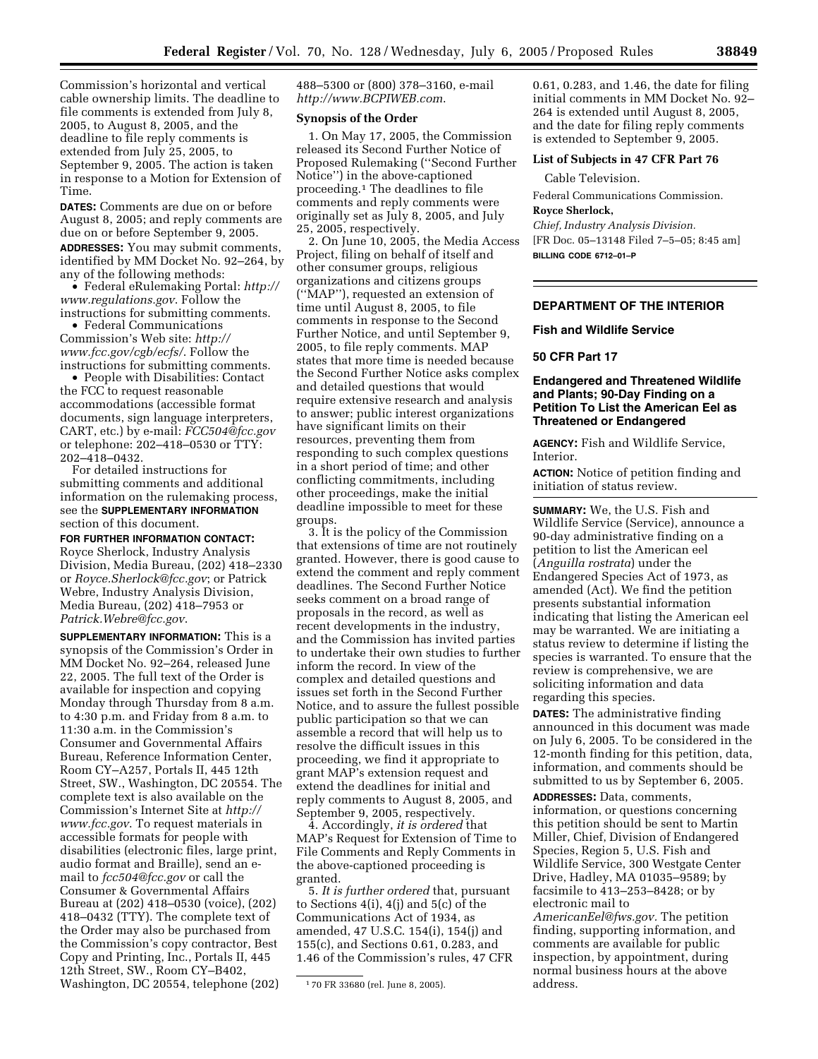Commission's horizontal and vertical cable ownership limits. The deadline to file comments is extended from July 8, 2005, to August 8, 2005, and the deadline to file reply comments is extended from July 25, 2005, to September 9, 2005. The action is taken in response to a Motion for Extension of Time.

**DATES:** Comments are due on or before August 8, 2005; and reply comments are due on or before September 9, 2005.

**ADDRESSES:** You may submit comments, identified by MM Docket No. 92–264, by any of the following methods:

- Federal eRulemaking Portal: *http://www.regulations.gov*. Follow the instructions for submitting comments.
- Federal Communications Commission's Web site: *http://www.fcc.gov/cgb/ecfs/*. Follow the instructions for submitting comments.
- People with Disabilities: Contact the FCC to request reasonable accommodations (accessible format documents, sign language interpreters, CART, etc.) by e-mail: *FCC504@fcc.gov* or telephone: 202–418–0530 or TTY: 202–418–0432.

For detailed instructions for submitting comments and additional information on the rulemaking process, see the **SUPPLEMENTARY INFORMATION** section of this document.

**FOR FURTHER INFORMATION CONTACT:** Royce Sherlock, Industry Analysis Division, Media Bureau, (202) 418–2330 or *Royce.Sherlock@fcc.gov*; or Patrick Webre, Industry Analysis Division, Media Bureau, (202) 418–7953 or *Patrick.Webre@fcc.gov*.

**SUPPLEMENTARY INFORMATION:** This is a synopsis of the Commission's Order in MM Docket No. 92–264, released June 22, 2005. The full text of the Order is available for inspection and copying Monday through Thursday from 8 a.m. to 4:30 p.m. and Friday from 8 a.m. to 11:30 a.m. in the Commission's Consumer and Governmental Affairs Bureau, Reference Information Center, Room CY–A257, Portals II, 445 12th Street, SW., Washington, DC 20554. The complete text is also available on the Commission's Internet Site at *http://www.fcc.gov*. To request materials in accessible formats for people with disabilities (electronic files, large print, audio format and Braille), send an e-mail to *fcc504@fcc.gov* or call the Consumer & Governmental Affairs Bureau at (202) 418–0530 (voice), (202) 418–0432 (TTY). The complete text of the Order may also be purchased from the Commission's copy contractor, Best Copy and Printing, Inc., Portals II, 445 12th Street, SW., Room CY–B402, Washington, DC 20554, telephone (202) 488–5300 or (800) 378–3160, e-mail *http://www.BCPIWEB.com*.

## Synopsis of the Order

1. On May 17, 2005, the Commission released its Second Further Notice of Proposed Rulemaking (''Second Further Notice'') in the above-captioned proceeding.[1] The deadlines to file comments and reply comments were originally set as July 8, 2005, and July 25, 2005, respectively.

2. On June 10, 2005, the Media Access Project, filing on behalf of itself and other consumer groups, religious organizations and citizens groups (''MAP''), requested an extension of time until August 8, 2005, to file comments in response to the Second Further Notice, and until September 9, 2005, to file reply comments. MAP states that more time is needed because the Second Further Notice asks complex and detailed questions that would require extensive research and analysis to answer; public interest organizations have significant limits on their resources, preventing them from responding to such complex questions in a short period of time; and other conflicting commitments, including other proceedings, make the initial deadline impossible to meet for these groups.

3. It is the policy of the Commission that extensions of time are not routinely granted. However, there is good cause to extend the comment and reply comment deadlines. The Second Further Notice seeks comment on a broad range of proposals in the record, as well as recent developments in the industry, and the Commission has invited parties to undertake their own studies to further inform the record. In view of the complex and detailed questions and issues set forth in the Second Further Notice, and to assure the fullest possible public participation so that we can assemble a record that will help us to resolve the difficult issues in this proceeding, we find it appropriate to grant MAP's extension request and extend the deadlines for initial and reply comments to August 8, 2005, and September 9, 2005, respectively.

4. Accordingly, *it is ordered* that MAP's Request for Extension of Time to File Comments and Reply Comments in the above-captioned proceeding is granted.

5. *It is further ordered* that, pursuant to Sections 4(i), 4(j) and 5(c) of the Communications Act of 1934, as amended, 47 U.S.C. 154(i), 154(j) and 155(c), and Sections 0.61, 0.283, and 1.46 of the Commission's rules, 47 CFR 0.61, 0.283, and 1.46, the date for filing initial comments in MM Docket No. 92–264 is extended until August 8, 2005, and the date for filing reply comments is extended to September 9, 2005.

[1] 70 FR 33680 (rel. June 8, 2005).

### List of Subjects in 47 CFR Part 76

Cable Television.

Federal Communications Commission.

**Royce Sherlock,**

*Chief, Industry Analysis Division.*

[FR Doc. 05–13148 Filed 7–5–05; 8:45 am]

**BILLING CODE 6712–01–P**

---

## DEPARTMENT OF THE INTERIOR

### Fish and Wildlife Service

### 50 CFR Part 17

### Endangered and Threatened Wildlife and Plants; 90-Day Finding on a Petition To List the American Eel as Threatened or Endangered

**AGENCY:** Fish and Wildlife Service, Interior.

**ACTION:** Notice of petition finding and initiation of status review.

**SUMMARY:** We, the U.S. Fish and Wildlife Service (Service), announce a 90-day administrative finding on a petition to list the American eel (*Anguilla rostrata*) under the Endangered Species Act of 1973, as amended (Act). We find the petition presents substantial information indicating that listing the American eel may be warranted. We are initiating a status review to determine if listing the species is warranted. To ensure that the review is comprehensive, we are soliciting information and data regarding this species.

**DATES:** The administrative finding announced in this document was made on July 6, 2005. To be considered in the 12-month finding for this petition, data, information, and comments should be submitted to us by September 6, 2005.

**ADDRESSES:** Data, comments, information, or questions concerning this petition should be sent to Martin Miller, Chief, Division of Endangered Species, Region 5, U.S. Fish and Wildlife Service, 300 Westgate Center Drive, Hadley, MA 01035–9589; by facsimile to 413–253–8428; or by electronic mail to *AmericanEel@fws.gov*. The petition finding, supporting information, and comments are available for public inspection, by appointment, during normal business hours at the above address.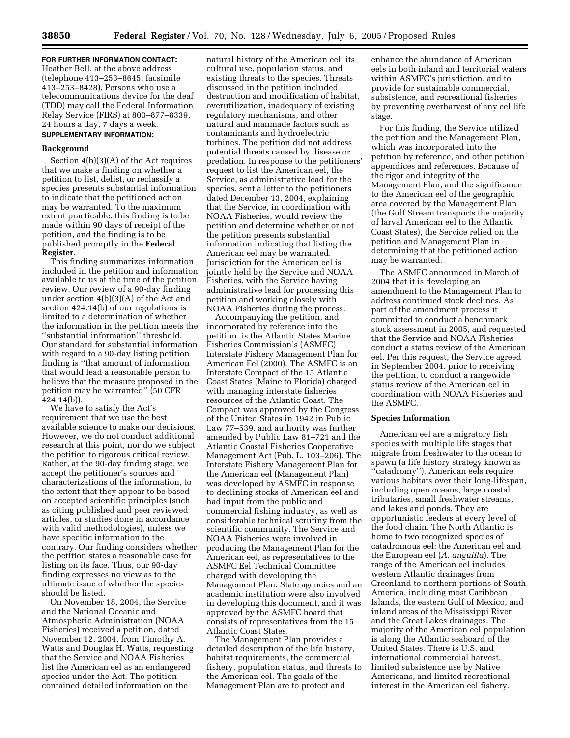**FOR FURTHER INFORMATION CONTACT:** Heather Bell, at the above address (telephone 413–253–8645; facsimile 413–253–8428). Persons who use a telecommunications device for the deaf (TDD) may call the Federal Information Relay Service (FIRS) at 800–877–8339, 24 hours a day, 7 days a week.

**SUPPLEMENTARY INFORMATION:**

## Background

Section 4(b)(3)(A) of the Act requires that we make a finding on whether a petition to list, delist, or reclassify a species presents substantial information to indicate that the petitioned action may be warranted. To the maximum extent practicable, this finding is to be made within 90 days of receipt of the petition, and the finding is to be published promptly in the **Federal Register**.

This finding summarizes information included in the petition and information available to us at the time of the petition review. Our review of a 90-day finding under section 4(b)(3)(A) of the Act and section 424.14(b) of our regulations is limited to a determination of whether the information in the petition meets the ''substantial information'' threshold. Our standard for substantial information with regard to a 90-day listing petition finding is ''that amount of information that would lead a reasonable person to believe that the measure proposed in the petition may be warranted'' (50 CFR 424.14(b)).

We have to satisfy the Act's requirement that we use the best available science to make our decisions. However, we do not conduct additional research at this point, nor do we subject the petition to rigorous critical review. Rather, at the 90-day finding stage, we accept the petitioner's sources and characterizations of the information, to the extent that they appear to be based on accepted scientific principles (such as citing published and peer reviewed articles, or studies done in accordance with valid methodologies), unless we have specific information to the contrary. Our finding considers whether the petition states a reasonable case for listing on its face. Thus, our 90-day finding expresses no view as to the ultimate issue of whether the species should be listed.

On November 18, 2004, the Service and the National Oceanic and Atmospheric Administration (NOAA Fisheries) received a petition, dated November 12, 2004, from Timothy A. Watts and Douglas H. Watts, requesting that the Service and NOAA Fisheries list the American eel as an endangered species under the Act. The petition contained detailed information on the natural history of the American eel, its cultural use, population status, and existing threats to the species. Threats discussed in the petition included destruction and modification of habitat, overutilization, inadequacy of existing regulatory mechanisms, and other natural and manmade factors such as contaminants and hydroelectric turbines. The petition did not address potential threats caused by disease or predation. In response to the petitioners' request to list the American eel, the Service, as administrative lead for the species, sent a letter to the petitioners dated December 13, 2004, explaining that the Service, in coordination with NOAA Fisheries, would review the petition and determine whether or not the petition presents substantial information indicating that listing the American eel may be warranted. Jurisdiction for the American eel is jointly held by the Service and NOAA Fisheries, with the Service having administrative lead for processing this petition and working closely with NOAA Fisheries during the process.

Accompanying the petition, and incorporated by reference into the petition, is the Atlantic States Marine Fisheries Commission's (ASMFC) Interstate Fishery Management Plan for American Eel (2000). The ASMFC is an Interstate Compact of the 15 Atlantic Coast States (Maine to Florida) charged with managing interstate fisheries resources of the Atlantic Coast. The Compact was approved by the Congress of the United States in 1942 in Public Law 77–539, and authority was further amended by Public Law 81–721 and the Atlantic Coastal Fisheries Cooperative Management Act (Pub. L. 103–206). The Interstate Fishery Management Plan for the American eel (Management Plan) was developed by ASMFC in response to declining stocks of American eel and had input from the public and commercial fishing industry, as well as considerable technical scrutiny from the scientific community. The Service and NOAA Fisheries were involved in producing the Management Plan for the American eel, as representatives to the ASMFC Eel Technical Committee charged with developing the Management Plan. State agencies and an academic institution were also involved in developing this document, and it was approved by the ASMFC board that consists of representatives from the 15 Atlantic Coast States.

The Management Plan provides a detailed description of the life history, habitat requirements, the commercial fishery, population status, and threats to the American eel. The goals of the Management Plan are to protect and enhance the abundance of American eels in both inland and territorial waters within ASMFC's jurisdiction, and to provide for sustainable commercial, subsistence, and recreational fisheries by preventing overharvest of any eel life stage.

For this finding, the Service utilized the petition and the Management Plan, which was incorporated into the petition by reference, and other petition appendices and references. Because of the rigor and integrity of the Management Plan, and the significance to the American eel of the geographic area covered by the Management Plan (the Gulf Stream transports the majority of larval American eel to the Atlantic Coast States), the Service relied on the petition and Management Plan in determining that the petitioned action may be warranted.

The ASMFC announced in March of 2004 that it is developing an amendment to the Management Plan to address continued stock declines. As part of the amendment process it committed to conduct a benchmark stock assessment in 2005, and requested that the Service and NOAA Fisheries conduct a status review of the American eel. Per this request, the Service agreed in September 2004, prior to receiving the petition, to conduct a rangewide status review of the American eel in coordination with NOAA Fisheries and the ASMFC.

## Species Information

American eel are a migratory fish species with multiple life stages that migrate from freshwater to the ocean to spawn (a life history strategy known as ''catadromy''). American eels require various habitats over their long-lifespan, including open oceans, large coastal tributaries, small freshwater streams, and lakes and ponds. They are opportunistic feeders at every level of the food chain. The North Atlantic is home to two recognized species of catadromous eel: the American eel and the European eel (*A. anguilla*). The range of the American eel includes western Atlantic drainages from Greenland to northern portions of South America, including most Caribbean Islands, the eastern Gulf of Mexico, and inland areas of the Mississippi River and the Great Lakes drainages. The majority of the American eel population is along the Atlantic seaboard of the United States. There is U.S. and international commercial harvest, limited subsistence use by Native Americans, and limited recreational interest in the American eel fishery.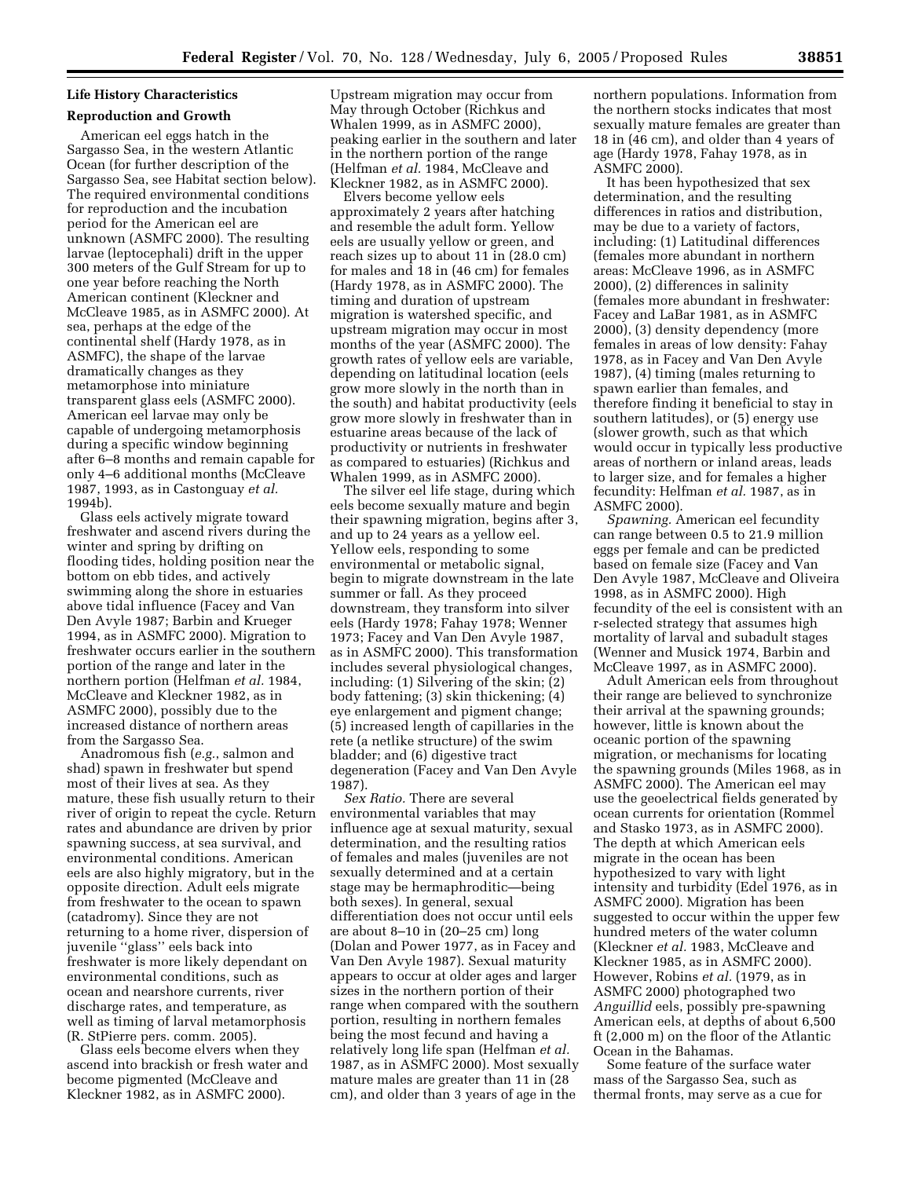### Life History Characteristics

#### Reproduction and Growth

American eel eggs hatch in the Sargasso Sea, in the western Atlantic Ocean (for further description of the Sargasso Sea, see Habitat section below). The required environmental conditions for reproduction and the incubation period for the American eel are unknown (ASMFC 2000). The resulting larvae (leptocephali) drift in the upper 300 meters of the Gulf Stream for up to one year before reaching the North American continent (Kleckner and McCleave 1985, as in ASMFC 2000). At sea, perhaps at the edge of the continental shelf (Hardy 1978, as in ASMFC), the shape of the larvae dramatically changes as they metamorphose into miniature transparent glass eels (ASMFC 2000). American eel larvae may only be capable of undergoing metamorphosis during a specific window beginning after 6–8 months and remain capable for only 4–6 additional months (McCleave 1987, 1993, as in Castonguay *et al.* 1994b).

Glass eels actively migrate toward freshwater and ascend rivers during the winter and spring by drifting on flooding tides, holding position near the bottom on ebb tides, and actively swimming along the shore in estuaries above tidal influence (Facey and Van Den Avyle 1987; Barbin and Krueger 1994, as in ASMFC 2000). Migration to freshwater occurs earlier in the southern portion of the range and later in the northern portion (Helfman *et al.* 1984, McCleave and Kleckner 1982, as in ASMFC 2000), possibly due to the increased distance of northern areas from the Sargasso Sea.

Anadromous fish (*e.g.*, salmon and shad) spawn in freshwater but spend most of their lives at sea. As they mature, these fish usually return to their river of origin to repeat the cycle. Return rates and abundance are driven by prior spawning success, at sea survival, and environmental conditions. American eels are also highly migratory, but in the opposite direction. Adult eels migrate from freshwater to the ocean to spawn (catadromy). Since they are not returning to a home river, dispersion of juvenile ''glass'' eels back into freshwater is more likely dependant on environmental conditions, such as ocean and nearshore currents, river discharge rates, and temperature, as well as timing of larval metamorphosis (R. StPierre pers. comm. 2005).

Glass eels become elvers when they ascend into brackish or fresh water and become pigmented (McCleave and Kleckner 1982, as in ASMFC 2000). Upstream migration may occur from May through October (Richkus and Whalen 1999, as in ASMFC 2000), peaking earlier in the southern and later in the northern portion of the range (Helfman *et al.* 1984, McCleave and Kleckner 1982, as in ASMFC 2000).

Elvers become yellow eels approximately 2 years after hatching and resemble the adult form. Yellow eels are usually yellow or green, and reach sizes up to about 11 in (28.0 cm) for males and 18 in (46 cm) for females (Hardy 1978, as in ASMFC 2000). The timing and duration of upstream migration is watershed specific, and upstream migration may occur in most months of the year (ASMFC 2000). The growth rates of yellow eels are variable, depending on latitudinal location (eels grow more slowly in the north than in the south) and habitat productivity (eels grow more slowly in freshwater than in estuarine areas because of the lack of productivity or nutrients in freshwater as compared to estuaries) (Richkus and Whalen 1999, as in ASMFC 2000).

The silver eel life stage, during which eels become sexually mature and begin their spawning migration, begins after 3, and up to 24 years as a yellow eel. Yellow eels, responding to some environmental or metabolic signal, begin to migrate downstream in the late summer or fall. As they proceed downstream, they transform into silver eels (Hardy 1978; Fahay 1978; Wenner 1973; Facey and Van Den Avyle 1987, as in ASMFC 2000). This transformation includes several physiological changes, including: (1) Silvering of the skin; (2) body fattening; (3) skin thickening; (4) eye enlargement and pigment change; (5) increased length of capillaries in the rete (a netlike structure) of the swim bladder; and (6) digestive tract degeneration (Facey and Van Den Avyle 1987).

*Sex Ratio.* There are several environmental variables that may influence age at sexual maturity, sexual determination, and the resulting ratios of females and males (juveniles are not sexually determined and at a certain stage may be hermaphroditic—being both sexes). In general, sexual differentiation does not occur until eels are about 8–10 in (20–25 cm) long (Dolan and Power 1977, as in Facey and Van Den Avyle 1987). Sexual maturity appears to occur at older ages and larger sizes in the northern portion of their range when compared with the southern portion, resulting in northern females being the most fecund and having a relatively long life span (Helfman *et al.* 1987, as in ASMFC 2000). Most sexually mature males are greater than 11 in (28 cm), and older than 3 years of age in the northern populations. Information from the northern stocks indicates that most sexually mature females are greater than 18 in (46 cm), and older than 4 years of age (Hardy 1978, Fahay 1978, as in ASMFC 2000).

It has been hypothesized that sex determination, and the resulting differences in ratios and distribution, may be due to a variety of factors, including: (1) Latitudinal differences (females more abundant in northern areas: McCleave 1996, as in ASMFC 2000), (2) differences in salinity (females more abundant in freshwater: Facey and LaBar 1981, as in ASMFC 2000), (3) density dependency (more females in areas of low density: Fahay 1978, as in Facey and Van Den Avyle 1987), (4) timing (males returning to spawn earlier than females, and therefore finding it beneficial to stay in southern latitudes), or (5) energy use (slower growth, such as that which would occur in typically less productive areas of northern or inland areas, leads to larger size, and for females a higher fecundity: Helfman *et al.* 1987, as in ASMFC 2000).

*Spawning.* American eel fecundity can range between 0.5 to 21.9 million eggs per female and can be predicted based on female size (Facey and Van Den Avyle 1987, McCleave and Oliveira 1998, as in ASMFC 2000). High fecundity of the eel is consistent with an r-selected strategy that assumes high mortality of larval and subadult stages (Wenner and Musick 1974, Barbin and McCleave 1997, as in ASMFC 2000).

Adult American eels from throughout their range are believed to synchronize their arrival at the spawning grounds; however, little is known about the oceanic portion of the spawning migration, or mechanisms for locating the spawning grounds (Miles 1968, as in ASMFC 2000). The American eel may use the geoelectrical fields generated by ocean currents for orientation (Rommel and Stasko 1973, as in ASMFC 2000). The depth at which American eels migrate in the ocean has been hypothesized to vary with light intensity and turbidity (Edel 1976, as in ASMFC 2000). Migration has been suggested to occur within the upper few hundred meters of the water column (Kleckner *et al.* 1983, McCleave and Kleckner 1985, as in ASMFC 2000). However, Robins *et al.* (1979, as in ASMFC 2000) photographed two *Anguillid* eels, possibly pre-spawning American eels, at depths of about 6,500 ft (2,000 m) on the floor of the Atlantic Ocean in the Bahamas.

Some feature of the surface water mass of the Sargasso Sea, such as thermal fronts, may serve as a cue for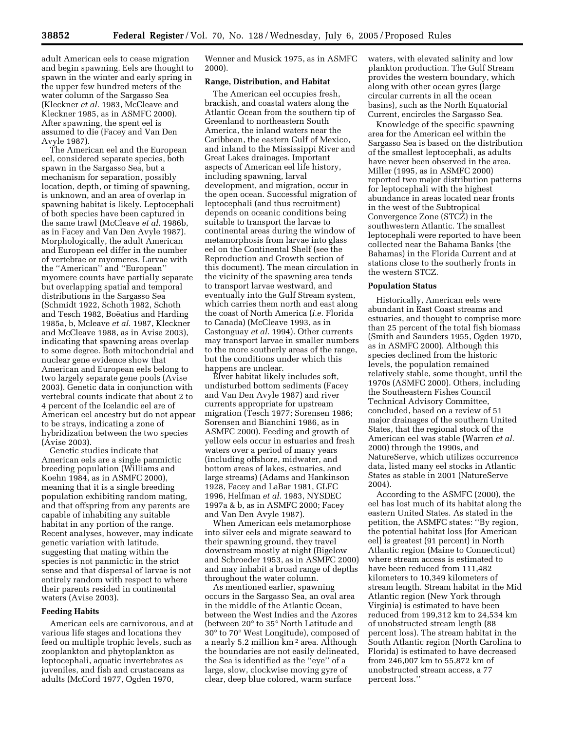adult American eels to cease migration and begin spawning. Eels are thought to spawn in the winter and early spring in the upper few hundred meters of the water column of the Sargasso Sea (Kleckner *et al.* 1983, McCleave and Kleckner 1985, as in ASMFC 2000). After spawning, the spent eel is assumed to die (Facey and Van Den Avyle 1987).

The American eel and the European eel, considered separate species, both spawn in the Sargasso Sea, but a mechanism for separation, possibly location, depth, or timing of spawning, is unknown, and an area of overlap in spawning habitat is likely. Leptocephali of both species have been captured in the same trawl (McCleave *et al.* 1986b, as in Facey and Van Den Avyle 1987). Morphologically, the adult American and European eel differ in the number of vertebrae or myomeres. Larvae with the ''American'' and ''European'' myomere counts have partially separate but overlapping spatial and temporal distributions in the Sargasso Sea (Schmidt 1922, Schoth 1982, Schoth and Tesch 1982, Boëatius and Harding 1985a, b, Mcleave *et al.* 1987, Kleckner and McCleave 1988, as in Avise 2003), indicating that spawning areas overlap to some degree. Both mitochondrial and nuclear gene evidence show that American and European eels belong to two largely separate gene pools (Avise 2003). Genetic data in conjunction with vertebral counts indicate that about 2 to 4 percent of the Icelandic eel are of American eel ancestry but do not appear to be strays, indicating a zone of hybridization between the two species (Avise 2003).

Genetic studies indicate that American eels are a single panmictic breeding population (Williams and Koehn 1984, as in ASMFC 2000), meaning that it is a single breeding population exhibiting random mating, and that offspring from any parents are capable of inhabiting any suitable habitat in any portion of the range. Recent analyses, however, may indicate genetic variation with latitude, suggesting that mating within the species is not panmictic in the strict sense and that dispersal of larvae is not entirely random with respect to where their parents resided in continental waters (Avise 2003).

**Feeding Habits**

American eels are carnivorous, and at various life stages and locations they feed on multiple trophic levels, such as zooplankton and phytoplankton as leptocephali, aquatic invertebrates as juveniles, and fish and crustaceans as adults (McCord 1977, Ogden 1970, Wenner and Musick 1975, as in ASMFC 2000).

**Range, Distribution, and Habitat**

The American eel occupies fresh, brackish, and coastal waters along the Atlantic Ocean from the southern tip of Greenland to northeastern South America, the inland waters near the Caribbean, the eastern Gulf of Mexico, and inland to the Mississippi River and Great Lakes drainages. Important aspects of American eel life history, including spawning, larval development, and migration, occur in the open ocean. Successful migration of leptocephali (and thus recruitment) depends on oceanic conditions being suitable to transport the larvae to continental areas during the window of metamorphosis from larvae into glass eel on the Continental Shelf (see the Reproduction and Growth section of this document). The mean circulation in the vicinity of the spawning area tends to transport larvae westward, and eventually into the Gulf Stream system, which carries them north and east along the coast of North America (*i.e.* Florida to Canada) (McCleave 1993, as in Castonguay *et al.* 1994). Other currents may transport larvae in smaller numbers to the more southerly areas of the range, but the conditions under which this happens are unclear.

Elver habitat likely includes soft, undisturbed bottom sediments (Facey and Van Den Avyle 1987) and river currents appropriate for upstream migration (Tesch 1977; Sorensen 1986; Sorensen and Bianchini 1986, as in ASMFC 2000). Feeding and growth of yellow eels occur in estuaries and fresh waters over a period of many years (including offshore, midwater, and bottom areas of lakes, estuaries, and large streams) (Adams and Hankinson 1928, Facey and LaBar 1981, GLFC 1996, Helfman *et al.* 1983, NYSDEC 1997a & b, as in ASMFC 2000; Facey and Van Den Avyle 1987).

When American eels metamorphose into silver eels and migrate seaward to their spawning ground, they travel downstream mostly at night (Bigelow and Schroeder 1953, as in ASMFC 2000) and may inhabit a broad range of depths throughout the water column.

As mentioned earlier, spawning occurs in the Sargasso Sea, an oval area in the middle of the Atlantic Ocean, between the West Indies and the Azores (between 20° to 35° North Latitude and 30° to 70° West Longitude), composed of a nearly 5.2 million km$^2$ area. Although the boundaries are not easily delineated, the Sea is identified as the ''eye'' of a large, slow, clockwise moving gyre of clear, deep blue colored, warm surface waters, with elevated salinity and low plankton production. The Gulf Stream provides the western boundary, which along with other ocean gyres (large circular currents in all the ocean basins), such as the North Equatorial Current, encircles the Sargasso Sea.

Knowledge of the specific spawning area for the American eel within the Sargasso Sea is based on the distribution of the smallest leptocephali, as adults have never been observed in the area. Miller (1995, as in ASMFC 2000) reported two major distribution patterns for leptocephali with the highest abundance in areas located near fronts in the west of the Subtropical Convergence Zone (STCZ) in the southwestern Atlantic. The smallest leptocephali were reported to have been collected near the Bahama Banks (the Bahamas) in the Florida Current and at stations close to the southerly fronts in the western STCZ.

**Population Status**

Historically, American eels were abundant in East Coast streams and estuaries, and thought to comprise more than 25 percent of the total fish biomass (Smith and Saunders 1955, Ogden 1970, as in ASMFC 2000). Although this species declined from the historic levels, the population remained relatively stable, some thought, until the 1970s (ASMFC 2000). Others, including the Southeastern Fishes Council Technical Advisory Committee, concluded, based on a review of 51 major drainages of the southern United States, that the regional stock of the American eel was stable (Warren *et al.* 2000) through the 1990s, and NatureServe, which utilizes occurrence data, listed many eel stocks in Atlantic States as stable in 2001 (NatureServe 2004).

According to the ASMFC (2000), the eel has lost much of its habitat along the eastern United States. As stated in the petition, the ASMFC states: ''By region, the potential habitat loss [for American eel] is greatest (91 percent) in North Atlantic region (Maine to Connecticut) where stream access is estimated to have been reduced from 111,482 kilometers to 10,349 kilometers of stream length. Stream habitat in the Mid Atlantic region (New York through Virginia) is estimated to have been reduced from 199,312 km to 24,534 km of unobstructed stream length (88 percent loss). The stream habitat in the South Atlantic region (North Carolina to Florida) is estimated to have decreased from 246,007 km to 55,872 km of unobstructed stream access, a 77 percent loss.''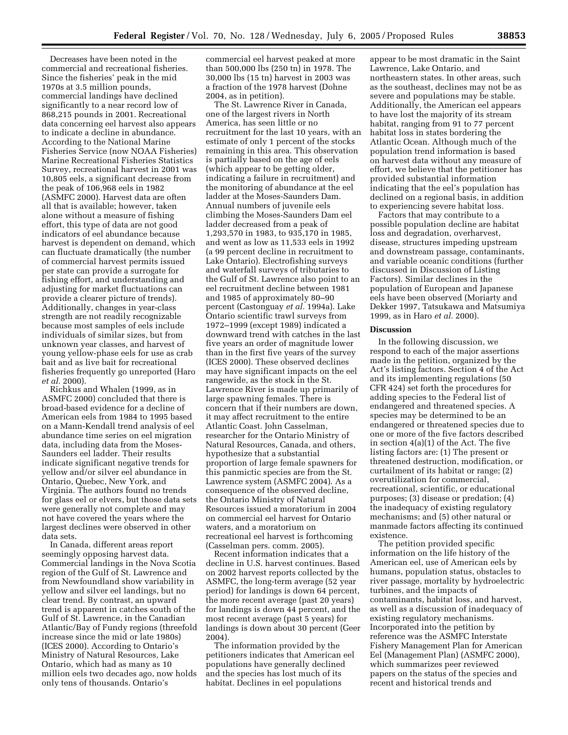Decreases have been noted in the commercial and recreational fisheries. Since the fisheries' peak in the mid 1970s at 3.5 million pounds, commercial landings have declined significantly to a near record low of 868,215 pounds in 2001. Recreational data concerning eel harvest also appears to indicate a decline in abundance. According to the National Marine Fisheries Service (now NOAA Fisheries) Marine Recreational Fisheries Statistics Survey, recreational harvest in 2001 was 10,805 eels, a significant decrease from the peak of 106,968 eels in 1982 (ASMFC 2000). Harvest data are often all that is available; however, taken alone without a measure of fishing effort, this type of data are not good indicators of eel abundance because harvest is dependent on demand, which can fluctuate dramatically (the number of commercial harvest permits issued per state can provide a surrogate for fishing effort, and understanding and adjusting for market fluctuations can provide a clearer picture of trends). Additionally, changes in year-class strength are not readily recognizable because most samples of eels include individuals of similar sizes, but from unknown year classes, and harvest of young yellow-phase eels for use as crab bait and as live bait for recreational fisheries frequently go unreported (Haro *et al.* 2000).

Richkus and Whalen (1999, as in ASMFC 2000) concluded that there is broad-based evidence for a decline of American eels from 1984 to 1995 based on a Mann-Kendall trend analysis of eel abundance time series on eel migration data, including data from the Moses-Saunders eel ladder. Their results indicate significant negative trends for yellow and/or silver eel abundance in Ontario, Quebec, New York, and Virginia. The authors found no trends for glass eel or elvers, but those data sets were generally not complete and may not have covered the years where the largest declines were observed in other data sets.

In Canada, different areas report seemingly opposing harvest data. Commercial landings in the Nova Scotia region of the Gulf of St. Lawrence and from Newfoundland show variability in yellow and silver eel landings, but no clear trend. By contrast, an upward trend is apparent in catches south of the Gulf of St. Lawrence, in the Canadian Atlantic/Bay of Fundy regions (threefold increase since the mid or late 1980s) (ICES 2000). According to Ontario's Ministry of Natural Resources, Lake Ontario, which had as many as 10 million eels two decades ago, now holds only tens of thousands. Ontario's commercial eel harvest peaked at more than 500,000 lbs (250 tn) in 1978. The 30,000 lbs (15 tn) harvest in 2003 was a fraction of the 1978 harvest (Dohne 2004, as in petition).

The St. Lawrence River in Canada, one of the largest rivers in North America, has seen little or no recruitment for the last 10 years, with an estimate of only 1 percent of the stocks remaining in this area. This observation is partially based on the age of eels (which appear to be getting older, indicating a failure in recruitment) and the monitoring of abundance at the eel ladder at the Moses-Saunders Dam. Annual numbers of juvenile eels climbing the Moses-Saunders Dam eel ladder decreased from a peak of 1,293,570 in 1983, to 935,170 in 1985, and went as low as 11,533 eels in 1992 (a 99 percent decline in recruitment to Lake Ontario). Electrofishing surveys and waterfall surveys of tributaries to the Gulf of St. Lawrence also point to an eel recruitment decline between 1981 and 1985 of approximately 80–90 percent (Castonguay *et al.* 1994a). Lake Ontario scientific trawl surveys from 1972–1999 (except 1989) indicated a downward trend with catches in the last five years an order of magnitude lower than in the first five years of the survey (ICES 2000). These observed declines may have significant impacts on the eel rangewide, as the stock in the St. Lawrence River is made up primarily of large spawning females. There is concern that if their numbers are down, it may affect recruitment to the entire Atlantic Coast. John Casselman, researcher for the Ontario Ministry of Natural Resources, Canada, and others, hypothesize that a substantial proportion of large female spawners for this panmictic species are from the St. Lawrence system (ASMFC 2004). As a consequence of the observed decline, the Ontario Ministry of Natural Resources issued a moratorium in 2004 on commercial eel harvest for Ontario waters, and a moratorium on recreational eel harvest is forthcoming (Casselman pers. comm. 2005).

Recent information indicates that a decline in U.S. harvest continues. Based on 2002 harvest reports collected by the ASMFC, the long-term average (52 year period) for landings is down 64 percent, the more recent average (past 20 years) for landings is down 44 percent, and the most recent average (past 5 years) for landings is down about 30 percent (Geer 2004).

The information provided by the petitioners indicates that American eel populations have generally declined and the species has lost much of its habitat. Declines in eel populations appear to be most dramatic in the Saint Lawrence, Lake Ontario, and northeastern states. In other areas, such as the southeast, declines may not be as severe and populations may be stable. Additionally, the American eel appears to have lost the majority of its stream habitat, ranging from 91 to 77 percent habitat loss in states bordering the Atlantic Ocean. Although much of the population trend information is based on harvest data without any measure of effort, we believe that the petitioner has provided substantial information indicating that the eel's population has declined on a regional basis, in addition to experiencing severe habitat loss.

Factors that may contribute to a possible population decline are habitat loss and degradation, overharvest, disease, structures impeding upstream and downstream passage, contaminants, and variable oceanic conditions (further discussed in Discussion of Listing Factors). Similar declines in the population of European and Japanese eels have been observed (Moriarty and Dekker 1997, Tatsukawa and Matsumiya 1999, as in Haro *et al.* 2000).

**Discussion**

In the following discussion, we respond to each of the major assertions made in the petition, organized by the Act's listing factors. Section 4 of the Act and its implementing regulations (50 CFR 424) set forth the procedures for adding species to the Federal list of endangered and threatened species. A species may be determined to be an endangered or threatened species due to one or more of the five factors described in section 4(a)(1) of the Act. The five listing factors are: (1) The present or threatened destruction, modification, or curtailment of its habitat or range; (2) overutilization for commercial, recreational, scientific, or educational purposes; (3) disease or predation; (4) the inadequacy of existing regulatory mechanisms; and (5) other natural or manmade factors affecting its continued existence.

The petition provided specific information on the life history of the American eel, use of American eels by humans, population status, obstacles to river passage, mortality by hydroelectric turbines, and the impacts of contaminants, habitat loss, and harvest, as well as a discussion of inadequacy of existing regulatory mechanisms. Incorporated into the petition by reference was the ASMFC Interstate Fishery Management Plan for American Eel (Management Plan) (ASMFC 2000), which summarizes peer reviewed papers on the status of the species and recent and historical trends and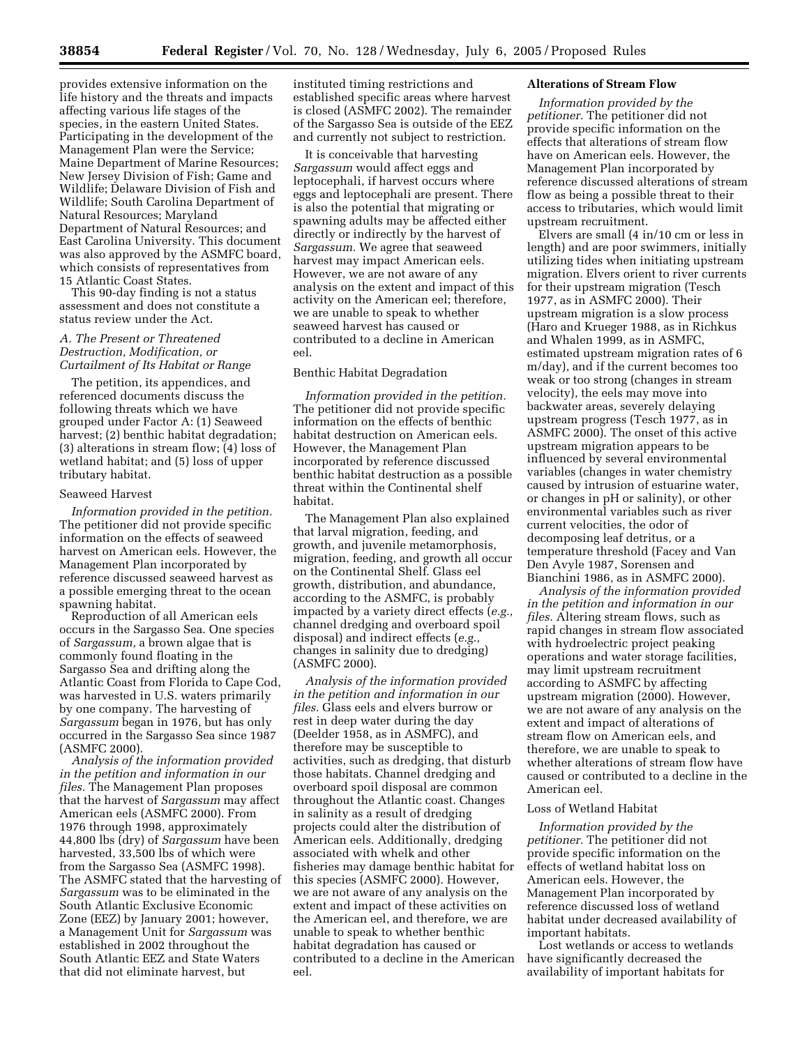provides extensive information on the life history and the threats and impacts affecting various life stages of the species, in the eastern United States. Participating in the development of the Management Plan were the Service; Maine Department of Marine Resources; New Jersey Division of Fish; Game and Wildlife; Delaware Division of Fish and Wildlife; South Carolina Department of Natural Resources; Maryland Department of Natural Resources; and East Carolina University. This document was also approved by the ASMFC board, which consists of representatives from 15 Atlantic Coast States.

This 90-day finding is not a status assessment and does not constitute a status review under the Act.

### *A. The Present or Threatened Destruction, Modification, or Curtailment of Its Habitat or Range*

The petition, its appendices, and referenced documents discuss the following threats which we have grouped under Factor A: (1) Seaweed harvest; (2) benthic habitat degradation; (3) alterations in stream flow; (4) loss of wetland habitat; and (5) loss of upper tributary habitat.

#### Seaweed Harvest

*Information provided in the petition.* The petitioner did not provide specific information on the effects of seaweed harvest on American eels. However, the Management Plan incorporated by reference discussed seaweed harvest as a possible emerging threat to the ocean spawning habitat.

Reproduction of all American eels occurs in the Sargasso Sea. One species of *Sargassum,* a brown algae that is commonly found floating in the Sargasso Sea and drifting along the Atlantic Coast from Florida to Cape Cod, was harvested in U.S. waters primarily by one company. The harvesting of *Sargassum* began in 1976, but has only occurred in the Sargasso Sea since 1987 (ASMFC 2000).

*Analysis of the information provided in the petition and information in our files.* The Management Plan proposes that the harvest of *Sargassum* may affect American eels (ASMFC 2000). From 1976 through 1998, approximately 44,800 lbs (dry) of *Sargassum* have been harvested, 33,500 lbs of which were from the Sargasso Sea (ASMFC 1998). The ASMFC stated that the harvesting of *Sargassum* was to be eliminated in the South Atlantic Exclusive Economic Zone (EEZ) by January 2001; however, a Management Unit for *Sargassum* was established in 2002 throughout the South Atlantic EEZ and State Waters that did not eliminate harvest, but instituted timing restrictions and established specific areas where harvest is closed (ASMFC 2002). The remainder of the Sargasso Sea is outside of the EEZ and currently not subject to restriction.

It is conceivable that harvesting *Sargassum* would affect eggs and leptocephali, if harvest occurs where eggs and leptocephali are present. There is also the potential that migrating or spawning adults may be affected either directly or indirectly by the harvest of *Sargassum.* We agree that seaweed harvest may impact American eels. However, we are not aware of any analysis on the extent and impact of this activity on the American eel; therefore, we are unable to speak to whether seaweed harvest has caused or contributed to a decline in American eel.

#### Benthic Habitat Degradation

*Information provided in the petition.* The petitioner did not provide specific information on the effects of benthic habitat destruction on American eels. However, the Management Plan incorporated by reference discussed benthic habitat destruction as a possible threat within the Continental shelf habitat.

The Management Plan also explained that larval migration, feeding, and growth, and juvenile metamorphosis, migration, feeding, and growth all occur on the Continental Shelf. Glass eel growth, distribution, and abundance, according to the ASMFC, is probably impacted by a variety direct effects (*e.g.,* channel dredging and overboard spoil disposal) and indirect effects (*e.g.,* changes in salinity due to dredging) (ASMFC 2000).

*Analysis of the information provided in the petition and information in our files.* Glass eels and elvers burrow or rest in deep water during the day (Deelder 1958, as in ASMFC), and therefore may be susceptible to activities, such as dredging, that disturb those habitats. Channel dredging and overboard spoil disposal are common throughout the Atlantic coast. Changes in salinity as a result of dredging projects could alter the distribution of American eels. Additionally, dredging associated with whelk and other fisheries may damage benthic habitat for this species (ASMFC 2000). However, we are not aware of any analysis on the extent and impact of these activities on the American eel, and therefore, we are unable to speak to whether benthic habitat degradation has caused or contributed to a decline in the American eel.

#### Alterations of Stream Flow

*Information provided by the petitioner.* The petitioner did not provide specific information on the effects that alterations of stream flow have on American eels. However, the Management Plan incorporated by reference discussed alterations of stream flow as being a possible threat to their access to tributaries, which would limit upstream recruitment.

Elvers are small (4 in/10 cm or less in length) and are poor swimmers, initially utilizing tides when initiating upstream migration. Elvers orient to river currents for their upstream migration (Tesch 1977, as in ASMFC 2000). Their upstream migration is a slow process (Haro and Krueger 1988, as in Richkus and Whalen 1999, as in ASMFC, estimated upstream migration rates of 6 m/day), and if the current becomes too weak or too strong (changes in stream velocity), the eels may move into backwater areas, severely delaying upstream progress (Tesch 1977, as in ASMFC 2000). The onset of this active upstream migration appears to be influenced by several environmental variables (changes in water chemistry caused by intrusion of estuarine water, or changes in pH or salinity), or other environmental variables such as river current velocities, the odor of decomposing leaf detritus, or a temperature threshold (Facey and Van Den Avyle 1987, Sorensen and Bianchini 1986, as in ASMFC 2000).

*Analysis of the information provided in the petition and information in our files.* Altering stream flows, such as rapid changes in stream flow associated with hydroelectric project peaking operations and water storage facilities, may limit upstream recruitment according to ASMFC by affecting upstream migration (2000). However, we are not aware of any analysis on the extent and impact of alterations of stream flow on American eels, and therefore, we are unable to speak to whether alterations of stream flow have caused or contributed to a decline in the American eel.

#### Loss of Wetland Habitat

*Information provided by the petitioner.* The petitioner did not provide specific information on the effects of wetland habitat loss on American eels. However, the Management Plan incorporated by reference discussed loss of wetland habitat under decreased availability of important habitats.

Lost wetlands or access to wetlands have significantly decreased the availability of important habitats for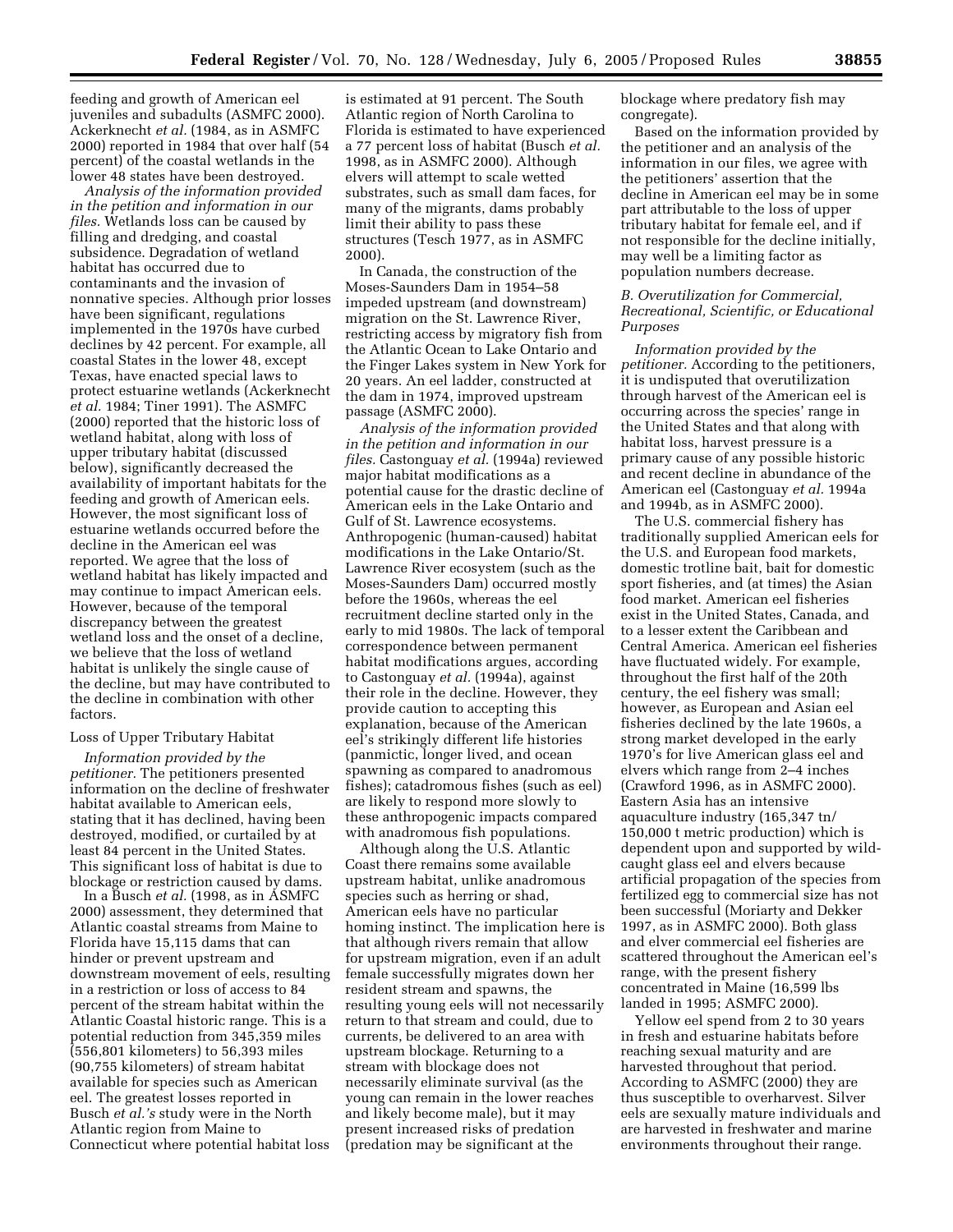feeding and growth of American eel juveniles and subadults (ASMFC 2000). Ackerknecht *et al.* (1984, as in ASMFC 2000) reported in 1984 that over half (54 percent) of the coastal wetlands in the lower 48 states have been destroyed.

*Analysis of the information provided in the petition and information in our files.* Wetlands loss can be caused by filling and dredging, and coastal subsidence. Degradation of wetland habitat has occurred due to contaminants and the invasion of nonnative species. Although prior losses have been significant, regulations implemented in the 1970s have curbed declines by 42 percent. For example, all coastal States in the lower 48, except Texas, have enacted special laws to protect estuarine wetlands (Ackerknecht *et al.* 1984; Tiner 1991). The ASMFC (2000) reported that the historic loss of wetland habitat, along with loss of upper tributary habitat (discussed below), significantly decreased the availability of important habitats for the feeding and growth of American eels. However, the most significant loss of estuarine wetlands occurred before the decline in the American eel was reported. We agree that the loss of wetland habitat has likely impacted and may continue to impact American eels. However, because of the temporal discrepancy between the greatest wetland loss and the onset of a decline, we believe that the loss of wetland habitat is unlikely the single cause of the decline, but may have contributed to the decline in combination with other factors.

Loss of Upper Tributary Habitat

*Information provided by the petitioner.* The petitioners presented information on the decline of freshwater habitat available to American eels, stating that it has declined, having been destroyed, modified, or curtailed by at least 84 percent in the United States. This significant loss of habitat is due to blockage or restriction caused by dams.

In a Busch *et al.* (1998, as in ASMFC 2000) assessment, they determined that Atlantic coastal streams from Maine to Florida have 15,115 dams that can hinder or prevent upstream and downstream movement of eels, resulting in a restriction or loss of access to 84 percent of the stream habitat within the Atlantic Coastal historic range. This is a potential reduction from 345,359 miles (556,801 kilometers) to 56,393 miles (90,755 kilometers) of stream habitat available for species such as American eel. The greatest losses reported in Busch *et al.'s* study were in the North Atlantic region from Maine to Connecticut where potential habitat loss is estimated at 91 percent. The South Atlantic region of North Carolina to Florida is estimated to have experienced a 77 percent loss of habitat (Busch *et al.* 1998, as in ASMFC 2000). Although elvers will attempt to scale wetted substrates, such as small dam faces, for many of the migrants, dams probably limit their ability to pass these structures (Tesch 1977, as in ASMFC 2000).

In Canada, the construction of the Moses-Saunders Dam in 1954–58 impeded upstream (and downstream) migration on the St. Lawrence River, restricting access by migratory fish from the Atlantic Ocean to Lake Ontario and the Finger Lakes system in New York for 20 years. An eel ladder, constructed at the dam in 1974, improved upstream passage (ASMFC 2000).

*Analysis of the information provided in the petition and information in our files.* Castonguay *et al.* (1994a) reviewed major habitat modifications as a potential cause for the drastic decline of American eels in the Lake Ontario and Gulf of St. Lawrence ecosystems. Anthropogenic (human-caused) habitat modifications in the Lake Ontario/St. Lawrence River ecosystem (such as the Moses-Saunders Dam) occurred mostly before the 1960s, whereas the eel recruitment decline started only in the early to mid 1980s. The lack of temporal correspondence between permanent habitat modifications argues, according to Castonguay *et al.* (1994a), against their role in the decline. However, they provide caution to accepting this explanation, because of the American eel's strikingly different life histories (panmictic, longer lived, and ocean spawning as compared to anadromous fishes); catadromous fishes (such as eel) are likely to respond more slowly to these anthropogenic impacts compared with anadromous fish populations.

Although along the U.S. Atlantic Coast there remains some available upstream habitat, unlike anadromous species such as herring or shad, American eels have no particular homing instinct. The implication here is that although rivers remain that allow for upstream migration, even if an adult female successfully migrates down her resident stream and spawns, the resulting young eels will not necessarily return to that stream and could, due to currents, be delivered to an area with upstream blockage. Returning to a stream with blockage does not necessarily eliminate survival (as the young can remain in the lower reaches and likely become male), but it may present increased risks of predation (predation may be significant at the blockage where predatory fish may congregate).

Based on the information provided by the petitioner and an analysis of the information in our files, we agree with the petitioners' assertion that the decline in American eel may be in some part attributable to the loss of upper tributary habitat for female eel, and if not responsible for the decline initially, may well be a limiting factor as population numbers decrease.

### *B. Overutilization for Commercial, Recreational, Scientific, or Educational Purposes*

*Information provided by the petitioner.* According to the petitioners, it is undisputed that overutilization through harvest of the American eel is occurring across the species' range in the United States and that along with habitat loss, harvest pressure is a primary cause of any possible historic and recent decline in abundance of the American eel (Castonguay *et al.* 1994a and 1994b, as in ASMFC 2000).

The U.S. commercial fishery has traditionally supplied American eels for the U.S. and European food markets, domestic trotline bait, bait for domestic sport fisheries, and (at times) the Asian food market. American eel fisheries exist in the United States, Canada, and to a lesser extent the Caribbean and Central America. American eel fisheries have fluctuated widely. For example, throughout the first half of the 20th century, the eel fishery was small; however, as European and Asian eel fisheries declined by the late 1960s, a strong market developed in the early 1970's for live American glass eel and elvers which range from 2–4 inches (Crawford 1996, as in ASMFC 2000). Eastern Asia has an intensive aquaculture industry (165,347 tn/ 150,000 t metric production) which is dependent upon and supported by wild-caught glass eel and elvers because artificial propagation of the species from fertilized egg to commercial size has not been successful (Moriarty and Dekker 1997, as in ASMFC 2000). Both glass and elver commercial eel fisheries are scattered throughout the American eel's range, with the present fishery concentrated in Maine (16,599 lbs landed in 1995; ASMFC 2000).

Yellow eel spend from 2 to 30 years in fresh and estuarine habitats before reaching sexual maturity and are harvested throughout that period. According to ASMFC (2000) they are thus susceptible to overharvest. Silver eels are sexually mature individuals and are harvested in freshwater and marine environments throughout their range.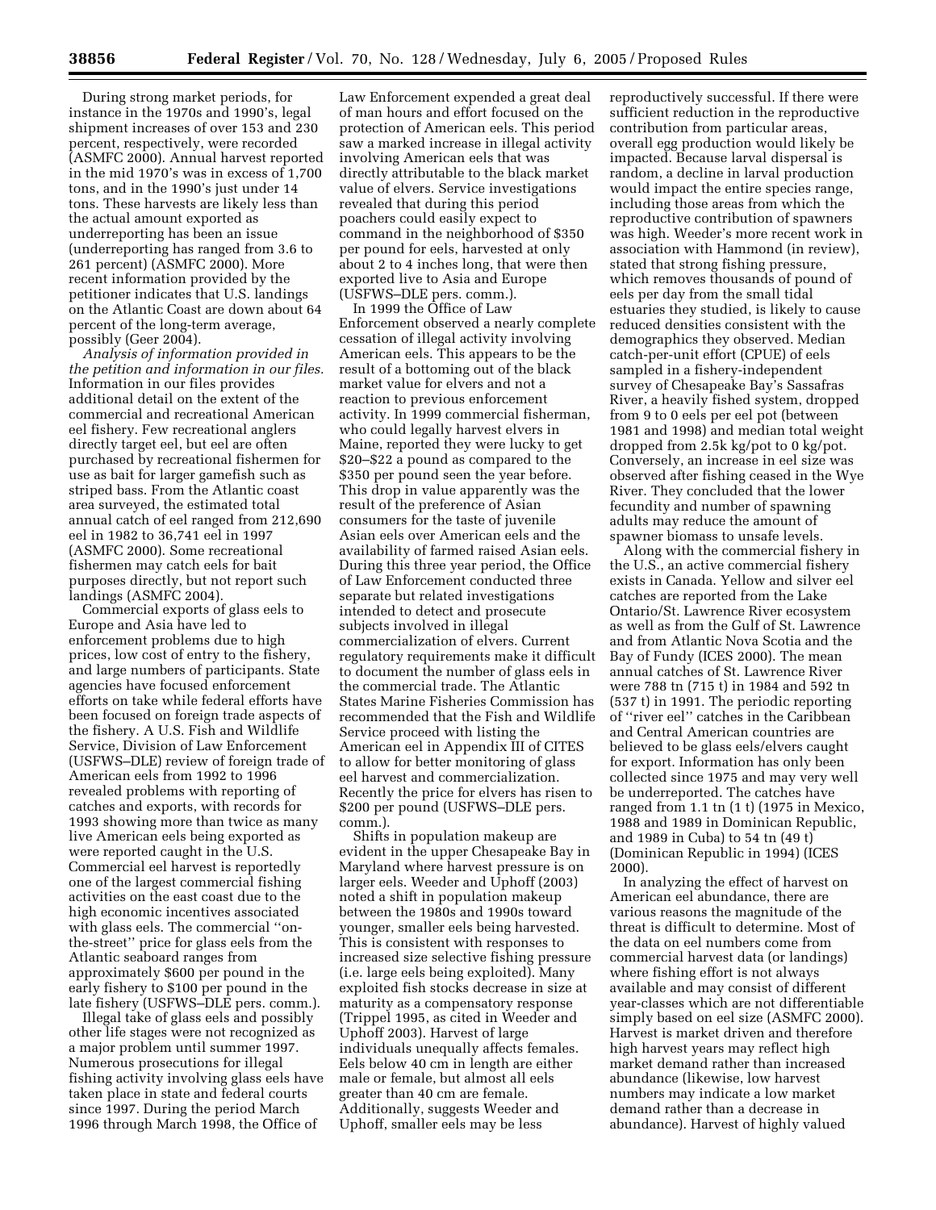During strong market periods, for instance in the 1970s and 1990's, legal shipment increases of over 153 and 230 percent, respectively, were recorded (ASMFC 2000). Annual harvest reported in the mid 1970's was in excess of 1,700 tons, and in the 1990's just under 14 tons. These harvests are likely less than the actual amount exported as underreporting has been an issue (underreporting has ranged from 3.6 to 261 percent) (ASMFC 2000). More recent information provided by the petitioner indicates that U.S. landings on the Atlantic Coast are down about 64 percent of the long-term average, possibly (Geer 2004).

*Analysis of information provided in the petition and information in our files.* Information in our files provides additional detail on the extent of the commercial and recreational American eel fishery. Few recreational anglers directly target eel, but eel are often purchased by recreational fishermen for use as bait for larger gamefish such as striped bass. From the Atlantic coast area surveyed, the estimated total annual catch of eel ranged from 212,690 eel in 1982 to 36,741 eel in 1997 (ASMFC 2000). Some recreational fishermen may catch eels for bait purposes directly, but not report such landings (ASMFC 2004).

Commercial exports of glass eels to Europe and Asia have led to enforcement problems due to high prices, low cost of entry to the fishery, and large numbers of participants. State agencies have focused enforcement efforts on take while federal efforts have been focused on foreign trade aspects of the fishery. A U.S. Fish and Wildlife Service, Division of Law Enforcement (USFWS–DLE) review of foreign trade of American eels from 1992 to 1996 revealed problems with reporting of catches and exports, with records for 1993 showing more than twice as many live American eels being exported as were reported caught in the U.S. Commercial eel harvest is reportedly one of the largest commercial fishing activities on the east coast due to the high economic incentives associated with glass eels. The commercial ''on-the-street'' price for glass eels from the Atlantic seaboard ranges from approximately $600 per pound in the early fishery to $100 per pound in the late fishery (USFWS–DLE pers. comm.).

Illegal take of glass eels and possibly other life stages were not recognized as a major problem until summer 1997. Numerous prosecutions for illegal fishing activity involving glass eels have taken place in state and federal courts since 1997. During the period March 1996 through March 1998, the Office of Law Enforcement expended a great deal of man hours and effort focused on the protection of American eels. This period saw a marked increase in illegal activity involving American eels that was directly attributable to the black market value of elvers. Service investigations revealed that during this period poachers could easily expect to command in the neighborhood of $350 per pound for eels, harvested at only about 2 to 4 inches long, that were then exported live to Asia and Europe (USFWS–DLE pers. comm.).

In 1999 the Office of Law Enforcement observed a nearly complete cessation of illegal activity involving American eels. This appears to be the result of a bottoming out of the black market value for elvers and not a reaction to previous enforcement activity. In 1999 commercial fisherman, who could legally harvest elvers in Maine, reported they were lucky to get $20–$22 a pound as compared to the $350 per pound seen the year before. This drop in value apparently was the result of the preference of Asian consumers for the taste of juvenile Asian eels over American eels and the availability of farmed raised Asian eels. During this three year period, the Office of Law Enforcement conducted three separate but related investigations intended to detect and prosecute subjects involved in illegal commercialization of elvers. Current regulatory requirements make it difficult to document the number of glass eels in the commercial trade. The Atlantic States Marine Fisheries Commission has recommended that the Fish and Wildlife Service proceed with listing the American eel in Appendix III of CITES to allow for better monitoring of glass eel harvest and commercialization. Recently the price for elvers has risen to $200 per pound (USFWS–DLE pers. comm.).

Shifts in population makeup are evident in the upper Chesapeake Bay in Maryland where harvest pressure is on larger eels. Weeder and Uphoff (2003) noted a shift in population makeup between the 1980s and 1990s toward younger, smaller eels being harvested. This is consistent with responses to increased size selective fishing pressure (i.e. large eels being exploited). Many exploited fish stocks decrease in size at maturity as a compensatory response (Trippel 1995, as cited in Weeder and Uphoff 2003). Harvest of large individuals unequally affects females. Eels below 40 cm in length are either male or female, but almost all eels greater than 40 cm are female. Additionally, suggests Weeder and Uphoff, smaller eels may be less reproductively successful. If there were sufficient reduction in the reproductive contribution from particular areas, overall egg production would likely be impacted. Because larval dispersal is random, a decline in larval production would impact the entire species range, including those areas from which the reproductive contribution of spawners was high. Weeder's more recent work in association with Hammond (in review), stated that strong fishing pressure, which removes thousands of pound of eels per day from the small tidal estuaries they studied, is likely to cause reduced densities consistent with the demographics they observed. Median catch-per-unit effort (CPUE) of eels sampled in a fishery-independent survey of Chesapeake Bay's Sassafras River, a heavily fished system, dropped from 9 to 0 eels per eel pot (between 1981 and 1998) and median total weight dropped from 2.5k kg/pot to 0 kg/pot. Conversely, an increase in eel size was observed after fishing ceased in the Wye River. They concluded that the lower fecundity and number of spawning adults may reduce the amount of spawner biomass to unsafe levels.

Along with the commercial fishery in the U.S., an active commercial fishery exists in Canada. Yellow and silver eel catches are reported from the Lake Ontario/St. Lawrence River ecosystem as well as from the Gulf of St. Lawrence and from Atlantic Nova Scotia and the Bay of Fundy (ICES 2000). The mean annual catches of St. Lawrence River were 788 tn (715 t) in 1984 and 592 tn (537 t) in 1991. The periodic reporting of ''river eel'' catches in the Caribbean and Central American countries are believed to be glass eels/elvers caught for export. Information has only been collected since 1975 and may very well be underreported. The catches have ranged from 1.1 tn (1 t) (1975 in Mexico, 1988 and 1989 in Dominican Republic, and 1989 in Cuba) to 54 tn (49 t) (Dominican Republic in 1994) (ICES 2000).

In analyzing the effect of harvest on American eel abundance, there are various reasons the magnitude of the threat is difficult to determine. Most of the data on eel numbers come from commercial harvest data (or landings) where fishing effort is not always available and may consist of different year-classes which are not differentiable simply based on eel size (ASMFC 2000). Harvest is market driven and therefore high harvest years may reflect high market demand rather than increased abundance (likewise, low harvest numbers may indicate a low market demand rather than a decrease in abundance). Harvest of highly valued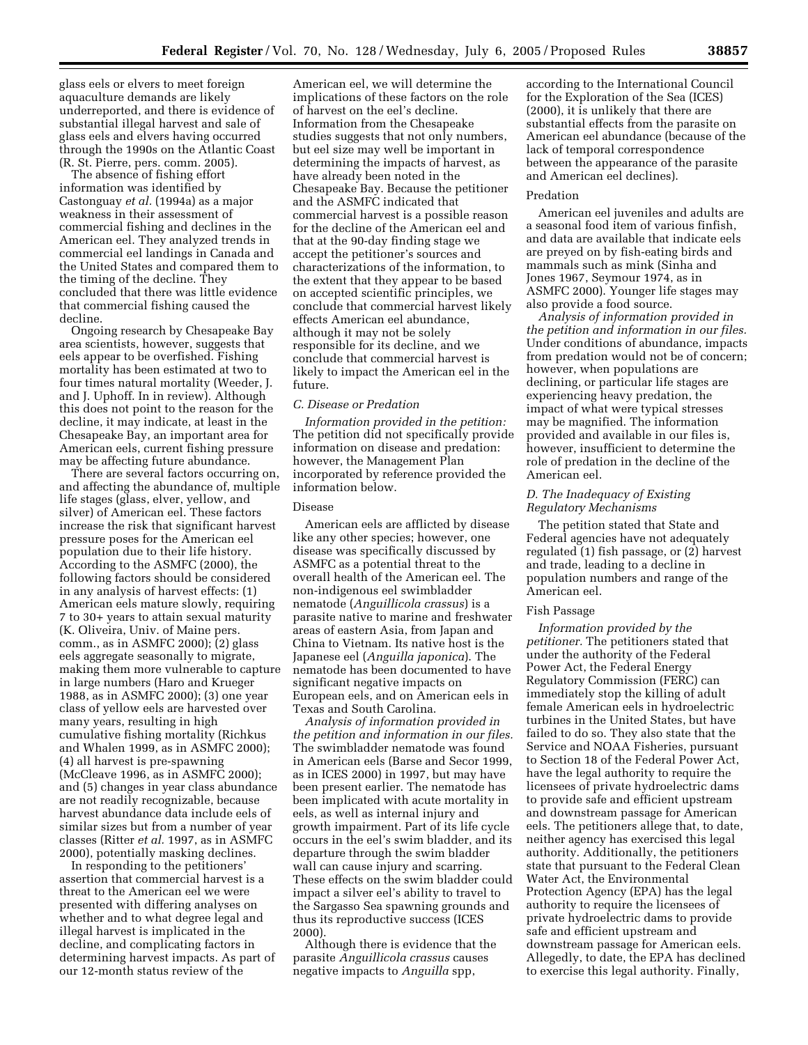glass eels or elvers to meet foreign aquaculture demands are likely underreported, and there is evidence of substantial illegal harvest and sale of glass eels and elvers having occurred through the 1990s on the Atlantic Coast (R. St. Pierre, pers. comm. 2005).

The absence of fishing effort information was identified by Castonguay *et al.* (1994a) as a major weakness in their assessment of commercial fishing and declines in the American eel. They analyzed trends in commercial eel landings in Canada and the United States and compared them to the timing of the decline. They concluded that there was little evidence that commercial fishing caused the decline.

Ongoing research by Chesapeake Bay area scientists, however, suggests that eels appear to be overfished. Fishing mortality has been estimated at two to four times natural mortality (Weeder, J. and J. Uphoff. In in review). Although this does not point to the reason for the decline, it may indicate, at least in the Chesapeake Bay, an important area for American eels, current fishing pressure may be affecting future abundance.

There are several factors occurring on, and affecting the abundance of, multiple life stages (glass, elver, yellow, and silver) of American eel. These factors increase the risk that significant harvest pressure poses for the American eel population due to their life history. According to the ASMFC (2000), the following factors should be considered in any analysis of harvest effects: (1) American eels mature slowly, requiring 7 to 30+ years to attain sexual maturity (K. Oliveira, Univ. of Maine pers. comm., as in ASMFC 2000); (2) glass eels aggregate seasonally to migrate, making them more vulnerable to capture in large numbers (Haro and Krueger 1988, as in ASMFC 2000); (3) one year class of yellow eels are harvested over many years, resulting in high cumulative fishing mortality (Richkus and Whalen 1999, as in ASMFC 2000); (4) all harvest is pre-spawning (McCleave 1996, as in ASMFC 2000); and (5) changes in year class abundance are not readily recognizable, because harvest abundance data include eels of similar sizes but from a number of year classes (Ritter *et al.* 1997, as in ASMFC 2000), potentially masking declines.

In responding to the petitioners' assertion that commercial harvest is a threat to the American eel we were presented with differing analyses on whether and to what degree legal and illegal harvest is implicated in the decline, and complicating factors in determining harvest impacts. As part of our 12-month status review of the American eel, we will determine the implications of these factors on the role of harvest on the eel's decline. Information from the Chesapeake studies suggests that not only numbers, but eel size may well be important in determining the impacts of harvest, as have already been noted in the Chesapeake Bay. Because the petitioner and the ASMFC indicated that commercial harvest is a possible reason for the decline of the American eel and that at the 90-day finding stage we accept the petitioner's sources and characterizations of the information, to the extent that they appear to be based on accepted scientific principles, we conclude that commercial harvest likely effects American eel abundance, although it may not be solely responsible for its decline, and we conclude that commercial harvest is likely to impact the American eel in the future.

### *C. Disease or Predation*

*Information provided in the petition:* The petition did not specifically provide information on disease and predation: however, the Management Plan incorporated by reference provided the information below.

#### Disease

American eels are afflicted by disease like any other species; however, one disease was specifically discussed by ASMFC as a potential threat to the overall health of the American eel. The non-indigenous eel swimbladder nematode (*Anguillicola crassus*) is a parasite native to marine and freshwater areas of eastern Asia, from Japan and China to Vietnam. Its native host is the Japanese eel (*Anguilla japonica*). The nematode has been documented to have significant negative impacts on European eels, and on American eels in Texas and South Carolina.

*Analysis of information provided in the petition and information in our files.* The swimbladder nematode was found in American eels (Barse and Secor 1999, as in ICES 2000) in 1997, but may have been present earlier. The nematode has been implicated with acute mortality in eels, as well as internal injury and growth impairment. Part of its life cycle occurs in the eel's swim bladder, and its departure through the swim bladder wall can cause injury and scarring. These effects on the swim bladder could impact a silver eel's ability to travel to the Sargasso Sea spawning grounds and thus its reproductive success (ICES 2000).

Although there is evidence that the parasite *Anguillicola crassus* causes negative impacts to *Anguilla* spp, according to the International Council for the Exploration of the Sea (ICES) (2000), it is unlikely that there are substantial effects from the parasite on American eel abundance (because of the lack of temporal correspondence between the appearance of the parasite and American eel declines).

#### Predation

American eel juveniles and adults are a seasonal food item of various finfish, and data are available that indicate eels are preyed on by fish-eating birds and mammals such as mink (Sinha and Jones 1967, Seymour 1974, as in ASMFC 2000). Younger life stages may also provide a food source.

*Analysis of information provided in the petition and information in our files.* Under conditions of abundance, impacts from predation would not be of concern; however, when populations are declining, or particular life stages are experiencing heavy predation, the impact of what were typical stresses may be magnified. The information provided and available in our files is, however, insufficient to determine the role of predation in the decline of the American eel.

### *D. The Inadequacy of Existing Regulatory Mechanisms*

The petition stated that State and Federal agencies have not adequately regulated (1) fish passage, or (2) harvest and trade, leading to a decline in population numbers and range of the American eel.

#### Fish Passage

*Information provided by the petitioner.* The petitioners stated that under the authority of the Federal Power Act, the Federal Energy Regulatory Commission (FERC) can immediately stop the killing of adult female American eels in hydroelectric turbines in the United States, but have failed to do so. They also state that the Service and NOAA Fisheries, pursuant to Section 18 of the Federal Power Act, have the legal authority to require the licensees of private hydroelectric dams to provide safe and efficient upstream and downstream passage for American eels. The petitioners allege that, to date, neither agency has exercised this legal authority. Additionally, the petitioners state that pursuant to the Federal Clean Water Act, the Environmental Protection Agency (EPA) has the legal authority to require the licensees of private hydroelectric dams to provide safe and efficient upstream and downstream passage for American eels. Allegedly, to date, the EPA has declined to exercise this legal authority. Finally,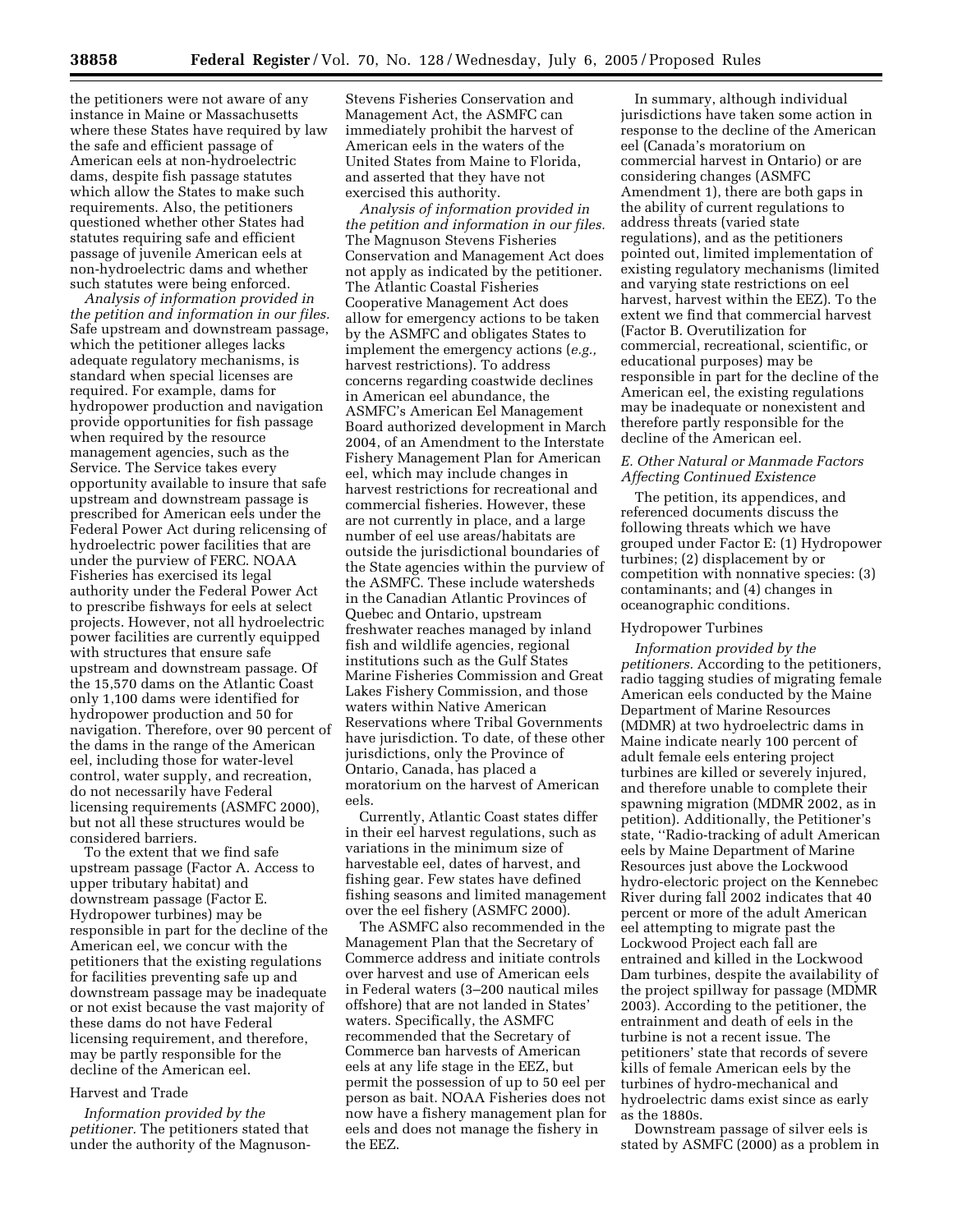the petitioners were not aware of any instance in Maine or Massachusetts where these States have required by law the safe and efficient passage of American eels at non-hydroelectric dams, despite fish passage statutes which allow the States to make such requirements. Also, the petitioners questioned whether other States had statutes requiring safe and efficient passage of juvenile American eels at non-hydroelectric dams and whether such statutes were being enforced.

*Analysis of information provided in the petition and information in our files.* Safe upstream and downstream passage, which the petitioner alleges lacks adequate regulatory mechanisms, is standard when special licenses are required. For example, dams for hydropower production and navigation provide opportunities for fish passage when required by the resource management agencies, such as the Service. The Service takes every opportunity available to insure that safe upstream and downstream passage is prescribed for American eels under the Federal Power Act during relicensing of hydroelectric power facilities that are under the purview of FERC. NOAA Fisheries has exercised its legal authority under the Federal Power Act to prescribe fishways for eels at select projects. However, not all hydroelectric power facilities are currently equipped with structures that ensure safe upstream and downstream passage. Of the 15,570 dams on the Atlantic Coast only 1,100 dams were identified for hydropower production and 50 for navigation. Therefore, over 90 percent of the dams in the range of the American eel, including those for water-level control, water supply, and recreation, do not necessarily have Federal licensing requirements (ASMFC 2000), but not all these structures would be considered barriers.

To the extent that we find safe upstream passage (Factor A. Access to upper tributary habitat) and downstream passage (Factor E. Hydropower turbines) may be responsible in part for the decline of the American eel, we concur with the petitioners that the existing regulations for facilities preventing safe up and downstream passage may be inadequate or not exist because the vast majority of these dams do not have Federal licensing requirement, and therefore, may be partly responsible for the decline of the American eel.

Harvest and Trade

*Information provided by the petitioner.* The petitioners stated that under the authority of the Magnuson-Stevens Fisheries Conservation and Management Act, the ASMFC can immediately prohibit the harvest of American eels in the waters of the United States from Maine to Florida, and asserted that they have not exercised this authority.

*Analysis of information provided in the petition and information in our files.* The Magnuson Stevens Fisheries Conservation and Management Act does not apply as indicated by the petitioner. The Atlantic Coastal Fisheries Cooperative Management Act does allow for emergency actions to be taken by the ASMFC and obligates States to implement the emergency actions (*e.g.,* harvest restrictions). To address concerns regarding coastwide declines in American eel abundance, the ASMFC's American Eel Management Board authorized development in March 2004, of an Amendment to the Interstate Fishery Management Plan for American eel, which may include changes in harvest restrictions for recreational and commercial fisheries. However, these are not currently in place, and a large number of eel use areas/habitats are outside the jurisdictional boundaries of the State agencies within the purview of the ASMFC. These include watersheds in the Canadian Atlantic Provinces of Quebec and Ontario, upstream freshwater reaches managed by inland fish and wildlife agencies, regional institutions such as the Gulf States Marine Fisheries Commission and Great Lakes Fishery Commission, and those waters within Native American Reservations where Tribal Governments have jurisdiction. To date, of these other jurisdictions, only the Province of Ontario, Canada, has placed a moratorium on the harvest of American eels.

Currently, Atlantic Coast states differ in their eel harvest regulations, such as variations in the minimum size of harvestable eel, dates of harvest, and fishing gear. Few states have defined fishing seasons and limited management over the eel fishery (ASMFC 2000).

The ASMFC also recommended in the Management Plan that the Secretary of Commerce address and initiate controls over harvest and use of American eels in Federal waters (3–200 nautical miles offshore) that are not landed in States' waters. Specifically, the ASMFC recommended that the Secretary of Commerce ban harvests of American eels at any life stage in the EEZ, but permit the possession of up to 50 eel per person as bait. NOAA Fisheries does not now have a fishery management plan for eels and does not manage the fishery in the EEZ.

In summary, although individual jurisdictions have taken some action in response to the decline of the American eel (Canada's moratorium on commercial harvest in Ontario) or are considering changes (ASMFC Amendment 1), there are both gaps in the ability of current regulations to address threats (varied state regulations), and as the petitioners pointed out, limited implementation of existing regulatory mechanisms (limited and varying state restrictions on eel harvest, harvest within the EEZ). To the extent we find that commercial harvest (Factor B. Overutilization for commercial, recreational, scientific, or educational purposes) may be responsible in part for the decline of the American eel, the existing regulations may be inadequate or nonexistent and therefore partly responsible for the decline of the American eel.

### E. Other Natural or Manmade Factors Affecting Continued Existence

The petition, its appendices, and referenced documents discuss the following threats which we have grouped under Factor E: (1) Hydropower turbines; (2) displacement by or competition with nonnative species: (3) contaminants; and (4) changes in oceanographic conditions.

Hydropower Turbines

*Information provided by the petitioners.* According to the petitioners, radio tagging studies of migrating female American eels conducted by the Maine Department of Marine Resources (MDMR) at two hydroelectric dams in Maine indicate nearly 100 percent of adult female eels entering project turbines are killed or severely injured, and therefore unable to complete their spawning migration (MDMR 2002, as in petition). Additionally, the Petitioner's state, ''Radio-tracking of adult American eels by Maine Department of Marine Resources just above the Lockwood hydro-electoric project on the Kennebec River during fall 2002 indicates that 40 percent or more of the adult American eel attempting to migrate past the Lockwood Project each fall are entrained and killed in the Lockwood Dam turbines, despite the availability of the project spillway for passage (MDMR 2003). According to the petitioner, the entrainment and death of eels in the turbine is not a recent issue. The petitioners' state that records of severe kills of female American eels by the turbines of hydro-mechanical and hydroelectric dams exist since as early as the 1880s.

Downstream passage of silver eels is stated by ASMFC (2000) as a problem in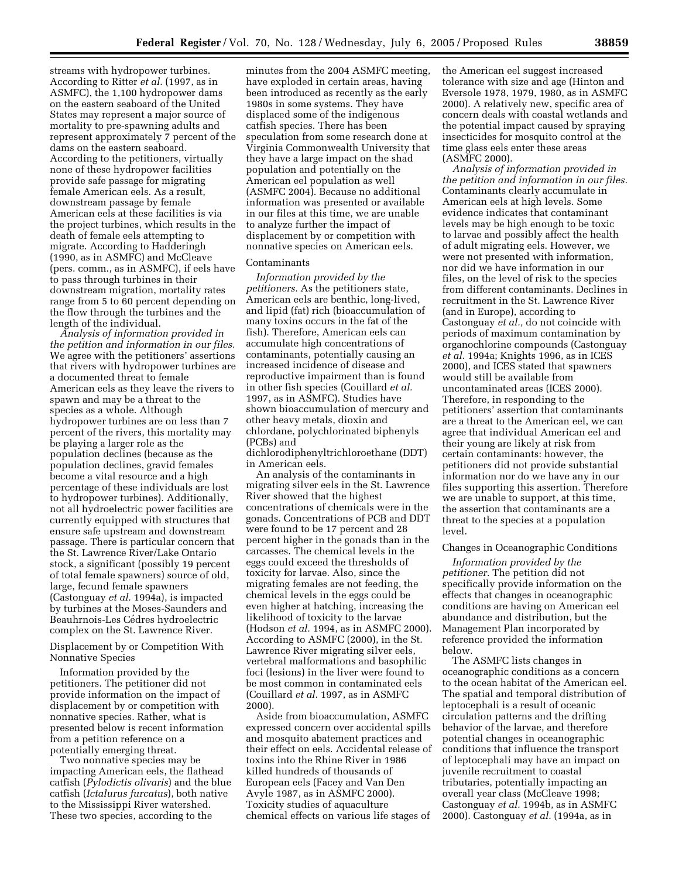streams with hydropower turbines. According to Ritter *et al.* (1997, as in ASMFC), the 1,100 hydropower dams on the eastern seaboard of the United States may represent a major source of mortality to pre-spawning adults and represent approximately 7 percent of the dams on the eastern seaboard. According to the petitioners, virtually none of these hydropower facilities provide safe passage for migrating female American eels. As a result, downstream passage by female American eels at these facilities is via the project turbines, which results in the death of female eels attempting to migrate. According to Hadderingh (1990, as in ASMFC) and McCleave (pers. comm., as in ASMFC), if eels have to pass through turbines in their downstream migration, mortality rates range from 5 to 60 percent depending on the flow through the turbines and the length of the individual.

*Analysis of information provided in the petition and information in our files.* We agree with the petitioners' assertions that rivers with hydropower turbines are a documented threat to female American eels as they leave the rivers to spawn and may be a threat to the species as a whole. Although hydropower turbines are on less than 7 percent of the rivers, this mortality may be playing a larger role as the population declines (because as the population declines, gravid females become a vital resource and a high percentage of these individuals are lost to hydropower turbines). Additionally, not all hydroelectric power facilities are currently equipped with structures that ensure safe upstream and downstream passage. There is particular concern that the St. Lawrence River/Lake Ontario stock, a significant (possibly 19 percent of total female spawners) source of old, large, fecund female spawners (Castonguay *et al.* 1994a), is impacted by turbines at the Moses-Saunders and Beauhrnois-Les Cédres hydroelectric complex on the St. Lawrence River.

Displacement by or Competition With Nonnative Species

Information provided by the petitioners. The petitioner did not provide information on the impact of displacement by or competition with nonnative species. Rather, what is presented below is recent information from a petition reference on a potentially emerging threat.

Two nonnative species may be impacting American eels, the flathead catfish (*Pylodictis olivaris*) and the blue catfish (*Ictalurus furcatus*), both native to the Mississippi River watershed. These two species, according to the minutes from the 2004 ASMFC meeting, have exploded in certain areas, having been introduced as recently as the early 1980s in some systems. They have displaced some of the indigenous catfish species. There has been speculation from some research done at Virginia Commonwealth University that they have a large impact on the shad population and potentially on the American eel population as well (ASMFC 2004). Because no additional information was presented or available in our files at this time, we are unable to analyze further the impact of displacement by or competition with nonnative species on American eels.

Contaminants

*Information provided by the petitioners.* As the petitioners state, American eels are benthic, long-lived, and lipid (fat) rich (bioaccumulation of many toxins occurs in the fat of the fish). Therefore, American eels can accumulate high concentrations of contaminants, potentially causing an increased incidence of disease and reproductive impairment than is found in other fish species (Couillard *et al.* 1997, as in ASMFC). Studies have shown bioaccumulation of mercury and other heavy metals, dioxin and chlordane, polychlorinated biphenyls (PCBs) and dichlorodiphenyltrichloroethane (DDT) in American eels.

An analysis of the contaminants in migrating silver eels in the St. Lawrence River showed that the highest concentrations of chemicals were in the gonads. Concentrations of PCB and DDT were found to be 17 percent and 28 percent higher in the gonads than in the carcasses. The chemical levels in the eggs could exceed the thresholds of toxicity for larvae. Also, since the migrating females are not feeding, the chemical levels in the eggs could be even higher at hatching, increasing the likelihood of toxicity to the larvae (Hodson *et al.* 1994, as in ASMFC 2000). According to ASMFC (2000), in the St. Lawrence River migrating silver eels, vertebral malformations and basophilic foci (lesions) in the liver were found to be most common in contaminated eels (Couillard *et al.* 1997, as in ASMFC 2000).

Aside from bioaccumulation, ASMFC expressed concern over accidental spills and mosquito abatement practices and their effect on eels. Accidental release of toxins into the Rhine River in 1986 killed hundreds of thousands of European eels (Facey and Van Den Avyle 1987, as in ASMFC 2000). Toxicity studies of aquaculture chemical effects on various life stages of the American eel suggest increased tolerance with size and age (Hinton and Eversole 1978, 1979, 1980, as in ASMFC 2000). A relatively new, specific area of concern deals with coastal wetlands and the potential impact caused by spraying insecticides for mosquito control at the time glass eels enter these areas (ASMFC 2000).

*Analysis of information provided in the petition and information in our files.* Contaminants clearly accumulate in American eels at high levels. Some evidence indicates that contaminant levels may be high enough to be toxic to larvae and possibly affect the health of adult migrating eels. However, we were not presented with information, nor did we have information in our files, on the level of risk to the species from different contaminants. Declines in recruitment in the St. Lawrence River (and in Europe), according to Castonguay *et al.,* do not coincide with periods of maximum contamination by organochlorine compounds (Castonguay *et al.* 1994a; Knights 1996, as in ICES 2000), and ICES stated that spawners would still be available from uncontaminated areas (ICES 2000). Therefore, in responding to the petitioners' assertion that contaminants are a threat to the American eel, we can agree that individual American eel and their young are likely at risk from certain contaminants: however, the petitioners did not provide substantial information nor do we have any in our files supporting this assertion. Therefore we are unable to support, at this time, the assertion that contaminants are a threat to the species at a population level.

Changes in Oceanographic Conditions

*Information provided by the petitioner.* The petition did not specifically provide information on the effects that changes in oceanographic conditions are having on American eel abundance and distribution, but the Management Plan incorporated by reference provided the information below.

The ASMFC lists changes in oceanographic conditions as a concern to the ocean habitat of the American eel. The spatial and temporal distribution of leptocephali is a result of oceanic circulation patterns and the drifting behavior of the larvae, and therefore potential changes in oceanographic conditions that influence the transport of leptocephali may have an impact on juvenile recruitment to coastal tributaries, potentially impacting an overall year class (McCleave 1998; Castonguay *et al.* 1994b, as in ASMFC 2000). Castonguay *et al.* (1994a, as in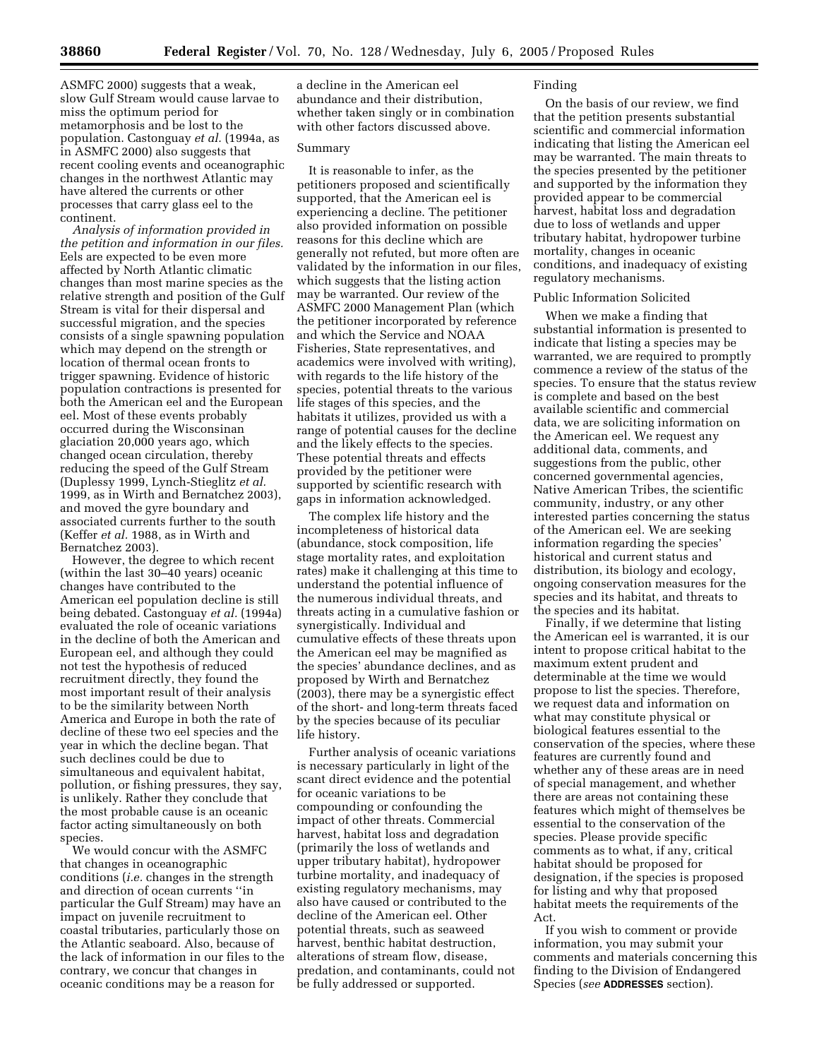ASMFC 2000) suggests that a weak, slow Gulf Stream would cause larvae to miss the optimum period for metamorphosis and be lost to the population. Castonguay *et al.* (1994a, as in ASMFC 2000) also suggests that recent cooling events and oceanographic changes in the northwest Atlantic may have altered the currents or other processes that carry glass eel to the continent.

*Analysis of information provided in the petition and information in our files.* Eels are expected to be even more affected by North Atlantic climatic changes than most marine species as the relative strength and position of the Gulf Stream is vital for their dispersal and successful migration, and the species consists of a single spawning population which may depend on the strength or location of thermal ocean fronts to trigger spawning. Evidence of historic population contractions is presented for both the American eel and the European eel. Most of these events probably occurred during the Wisconsinan glaciation 20,000 years ago, which changed ocean circulation, thereby reducing the speed of the Gulf Stream (Duplessy 1999, Lynch-Stieglitz *et al.* 1999, as in Wirth and Bernatchez 2003), and moved the gyre boundary and associated currents further to the south (Keffer *et al.* 1988, as in Wirth and Bernatchez 2003).

However, the degree to which recent (within the last 30–40 years) oceanic changes have contributed to the American eel population decline is still being debated. Castonguay *et al.* (1994a) evaluated the role of oceanic variations in the decline of both the American and European eel, and although they could not test the hypothesis of reduced recruitment directly, they found the most important result of their analysis to be the similarity between North America and Europe in both the rate of decline of these two eel species and the year in which the decline began. That such declines could be due to simultaneous and equivalent habitat, pollution, or fishing pressures, they say, is unlikely. Rather they conclude that the most probable cause is an oceanic factor acting simultaneously on both species.

We would concur with the ASMFC that changes in oceanographic conditions (*i.e.* changes in the strength and direction of ocean currents ''in particular the Gulf Stream) may have an impact on juvenile recruitment to coastal tributaries, particularly those on the Atlantic seaboard. Also, because of the lack of information in our files to the contrary, we concur that changes in oceanic conditions may be a reason for a decline in the American eel abundance and their distribution, whether taken singly or in combination with other factors discussed above.

## Summary

It is reasonable to infer, as the petitioners proposed and scientifically supported, that the American eel is experiencing a decline. The petitioner also provided information on possible reasons for this decline which are generally not refuted, but more often are validated by the information in our files, which suggests that the listing action may be warranted. Our review of the ASMFC 2000 Management Plan (which the petitioner incorporated by reference and which the Service and NOAA Fisheries, State representatives, and academics were involved with writing), with regards to the life history of the species, potential threats to the various life stages of this species, and the habitats it utilizes, provided us with a range of potential causes for the decline and the likely effects to the species. These potential threats and effects provided by the petitioner were supported by scientific research with gaps in information acknowledged.

The complex life history and the incompleteness of historical data (abundance, stock composition, life stage mortality rates, and exploitation rates) make it challenging at this time to understand the potential influence of the numerous individual threats, and threats acting in a cumulative fashion or synergistically. Individual and cumulative effects of these threats upon the American eel may be magnified as the species' abundance declines, and as proposed by Wirth and Bernatchez (2003), there may be a synergistic effect of the short- and long-term threats faced by the species because of its peculiar life history.

Further analysis of oceanic variations is necessary particularly in light of the scant direct evidence and the potential for oceanic variations to be compounding or confounding the impact of other threats. Commercial harvest, habitat loss and degradation (primarily the loss of wetlands and upper tributary habitat), hydropower turbine mortality, and inadequacy of existing regulatory mechanisms, may also have caused or contributed to the decline of the American eel. Other potential threats, such as seaweed harvest, benthic habitat destruction, alterations of stream flow, disease, predation, and contaminants, could not be fully addressed or supported.

## Finding

On the basis of our review, we find that the petition presents substantial scientific and commercial information indicating that listing the American eel may be warranted. The main threats to the species presented by the petitioner and supported by the information they provided appear to be commercial harvest, habitat loss and degradation due to loss of wetlands and upper tributary habitat, hydropower turbine mortality, changes in oceanic conditions, and inadequacy of existing regulatory mechanisms.

## Public Information Solicited

When we make a finding that substantial information is presented to indicate that listing a species may be warranted, we are required to promptly commence a review of the status of the species. To ensure that the status review is complete and based on the best available scientific and commercial data, we are soliciting information on the American eel. We request any additional data, comments, and suggestions from the public, other concerned governmental agencies, Native American Tribes, the scientific community, industry, or any other interested parties concerning the status of the American eel. We are seeking information regarding the species' historical and current status and distribution, its biology and ecology, ongoing conservation measures for the species and its habitat, and threats to the species and its habitat.

Finally, if we determine that listing the American eel is warranted, it is our intent to propose critical habitat to the maximum extent prudent and determinable at the time we would propose to list the species. Therefore, we request data and information on what may constitute physical or biological features essential to the conservation of the species, where these features are currently found and whether any of these areas are in need of special management, and whether there are areas not containing these features which might of themselves be essential to the conservation of the species. Please provide specific comments as to what, if any, critical habitat should be proposed for designation, if the species is proposed for listing and why that proposed habitat meets the requirements of the Act.

If you wish to comment or provide information, you may submit your comments and materials concerning this finding to the Division of Endangered Species (*see* **ADDRESSES** section).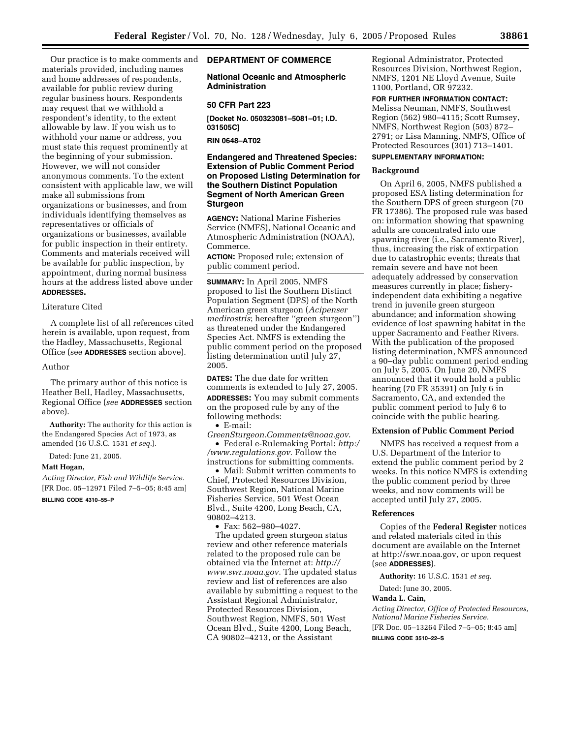Our practice is to make comments and materials provided, including names and home addresses of respondents, available for public review during regular business hours. Respondents may request that we withhold a respondent's identity, to the extent allowable by law. If you wish us to withhold your name or address, you must state this request prominently at the beginning of your submission. However, we will not consider anonymous comments. To the extent consistent with applicable law, we will make all submissions from organizations or businesses, and from individuals identifying themselves as representatives or officials of organizations or businesses, available for public inspection in their entirety. Comments and materials received will be available for public inspection, by appointment, during normal business hours at the address listed above under **ADDRESSES**.

### Literature Cited

A complete list of all references cited herein is available, upon request, from the Hadley, Massachusetts, Regional Office (see **ADDRESSES** section above).

### Author

The primary author of this notice is Heather Bell, Hadley, Massachusetts, Regional Office (*see* **ADDRESSES** section above).

**Authority:** The authority for this action is the Endangered Species Act of 1973, as amended (16 U.S.C. 1531 *et seq.*).

Dated: June 21, 2005.

**Matt Hogan,**

*Acting Director, Fish and Wildlife Service.*

[FR Doc. 05–12971 Filed 7–5–05; 8:45 am]

**BILLING CODE 4310–55–P**

## DEPARTMENT OF COMMERCE

### National Oceanic and Atmospheric Administration

### 50 CFR Part 223

**[Docket No. 050323081–5081–01; I.D. 031505C]**

**RIN 0648–AT02**

### Endangered and Threatened Species: Extension of Public Comment Period on Proposed Listing Determination for the Southern Distinct Population Segment of North American Green Sturgeon

**AGENCY:** National Marine Fisheries Service (NMFS), National Oceanic and Atmospheric Administration (NOAA), Commerce.

**ACTION:** Proposed rule; extension of public comment period.

**SUMMARY:** In April 2005, NMFS proposed to list the Southern Distinct Population Segment (DPS) of the North American green sturgeon (*Acipenser medirostris*; hereafter ''green sturgeon'') as threatened under the Endangered Species Act. NMFS is extending the public comment period on the proposed listing determination until July 27, 2005.

**DATES:** The due date for written comments is extended to July 27, 2005.

**ADDRESSES:** You may submit comments on the proposed rule by any of the following methods:

- E-mail: *GreenSturgeon.Comments@noaa.gov*.
- Federal e-Rulemaking Portal: *http://www.regulations.gov*. Follow the instructions for submitting comments.
- Mail: Submit written comments to Chief, Protected Resources Division, Southwest Region, National Marine Fisheries Service, 501 West Ocean Blvd., Suite 4200, Long Beach, CA, 90802–4213.
- Fax: 562–980–4027.

The updated green sturgeon status review and other reference materials related to the proposed rule can be obtained via the Internet at: *http://www.swr.noaa.gov*. The updated status review and list of references are also available by submitting a request to the Assistant Regional Administrator, Protected Resources Division, Southwest Region, NMFS, 501 West Ocean Blvd., Suite 4200, Long Beach, CA 90802–4213, or the Assistant Regional Administrator, Protected Resources Division, Northwest Region, NMFS, 1201 NE Lloyd Avenue, Suite 1100, Portland, OR 97232.

**FOR FURTHER INFORMATION CONTACT:** Melissa Neuman, NMFS, Southwest Region (562) 980–4115; Scott Rumsey, NMFS, Northwest Region (503) 872–2791; or Lisa Manning, NMFS, Office of Protected Resources (301) 713–1401.

**SUPPLEMENTARY INFORMATION:**

### Background

On April 6, 2005, NMFS published a proposed ESA listing determination for the Southern DPS of green sturgeon (70 FR 17386). The proposed rule was based on: information showing that spawning adults are concentrated into one spawning river (i.e., Sacramento River), thus, increasing the risk of extirpation due to catastrophic events; threats that remain severe and have not been adequately addressed by conservation measures currently in place; fishery-independent data exhibiting a negative trend in juvenile green sturgeon abundance; and information showing evidence of lost spawning habitat in the upper Sacramento and Feather Rivers. With the publication of the proposed listing determination, NMFS announced a 90–day public comment period ending on July 5, 2005. On June 20, NMFS announced that it would hold a public hearing (70 FR 35391) on July 6 in Sacramento, CA, and extended the public comment period to July 6 to coincide with the public hearing.

### Extension of Public Comment Period

NMFS has received a request from a U.S. Department of the Interior to extend the public comment period by 2 weeks. In this notice NMFS is extending the public comment period by three weeks, and now comments will be accepted until July 27, 2005.

### References

Copies of the **Federal Register** notices and related materials cited in this document are available on the Internet at http://swr.noaa.gov, or upon request (see **ADDRESSES**).

**Authority:** 16 U.S.C. 1531 *et seq.*

Dated: June 30, 2005.

**Wanda L. Cain,**

*Acting Director, Office of Protected Resources, National Marine Fisheries Service.*

[FR Doc. 05–13264 Filed 7–5–05; 8:45 am]

**BILLING CODE 3510–22–S**